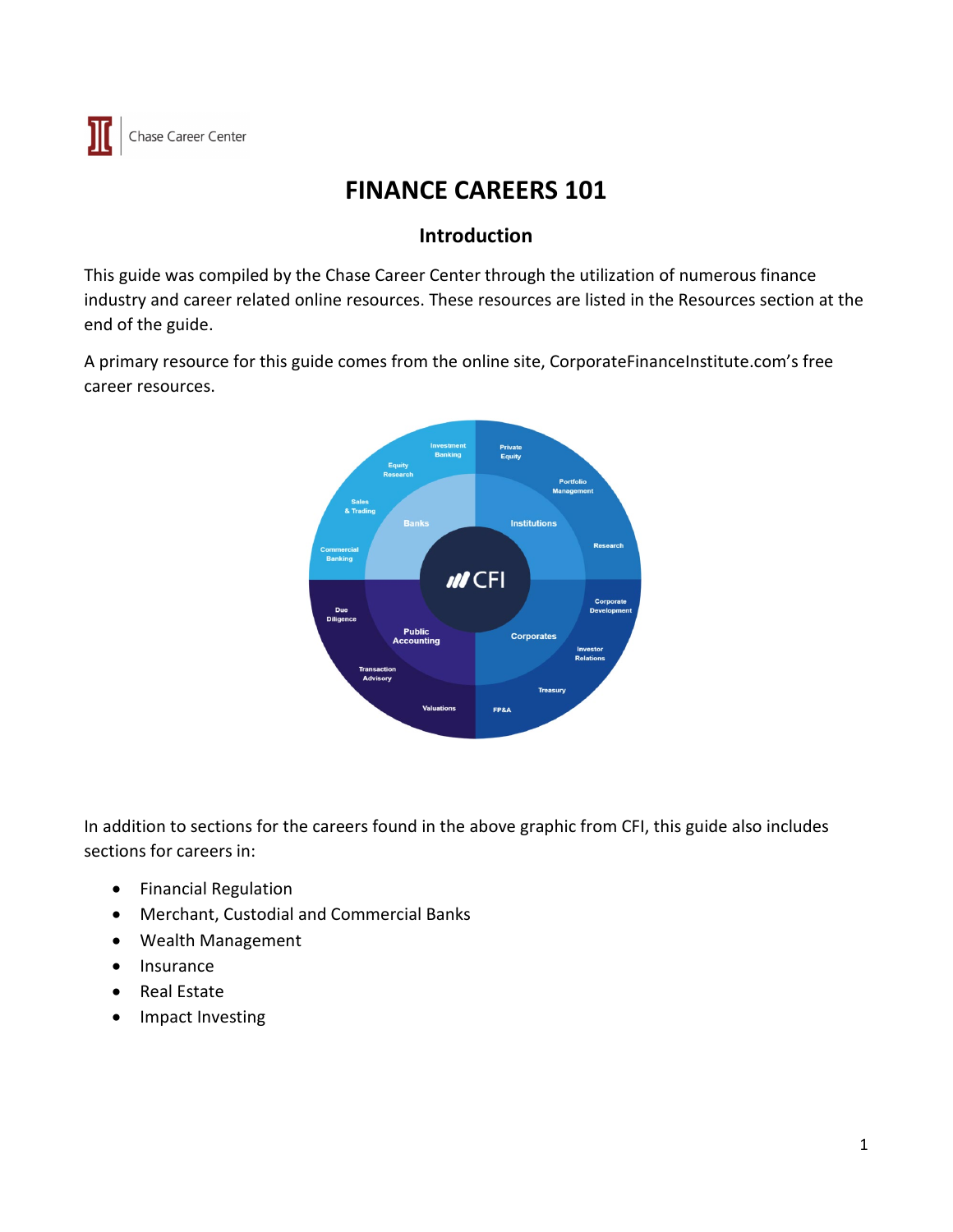Chase Career Center

# FINANCE CAREERS 101

## Introduction

This guide was compiled by the Chase Career Center through the utilization of numerous finance industry and career related online resources. These resources are listed in the Resources section at the end of the guide.

A primary resource for this guide comes from the online site, CorporateFinanceInstitute.com's free career resources.

In addition to sections for the careers found in the above graphic from CFI, this guide also includes sections for careers in:

- Financial Regulation
- Merchant, Custodial and Commercial Banks
- Wealth Management
- Insurance
- Real Estate
- Impact Investing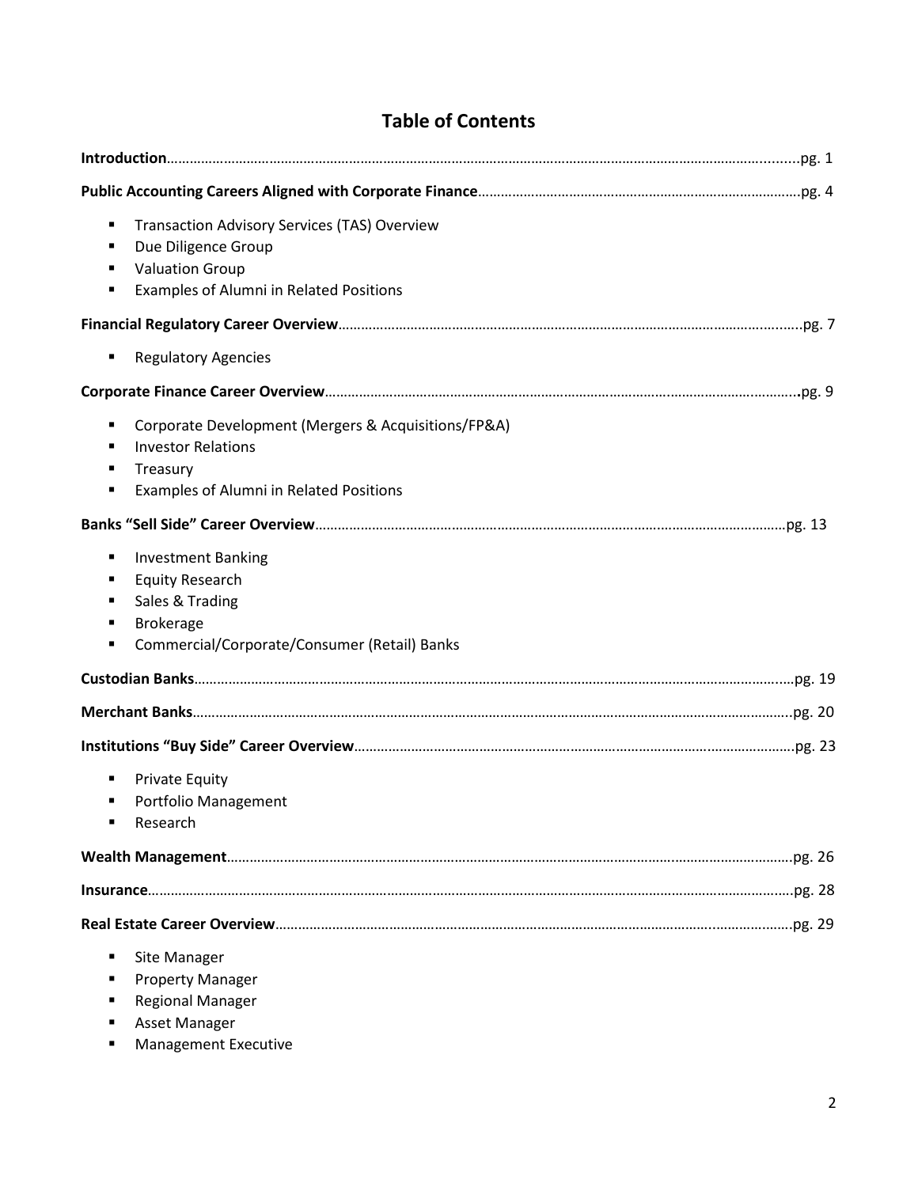# Table of Contents

**Introduction**……………………………………………………………………………………………………………………………….......pg. 1

**Public Accounting Careers Aligned with Corporate Finance**…………………………………………………………………………pg. 4

- Transaction Advisory Services (TAS) Overview
- Due Diligence Group
- Valuation Group
- Examples of Alumni in Related Positions

**Financial Regulatory Career Overview**…………………………………………………………………………………………….......pg. 7

- Regulatory Agencies

**Corporate Finance Career Overview**……………………………………………………………………………………………………...pg. 9

- Corporate Development (Mergers & Acquisitions/FP&A)
- Investor Relations
- Treasury
- Examples of Alumni in Related Positions

**Banks "Sell Side" Career Overview**……………………………………………………………………………………………………pg. 13

- Investment Banking
- Equity Research
- Sales & Trading
- Brokerage
- Commercial/Corporate/Consumer (Retail) Banks

**Custodian Banks**………………………………………………………………………………………………………………………………..pg. 19

**Merchant Banks**…………………………………………………………………………………………………………………………………pg. 20

**Institutions "Buy Side" Career Overview**………………………………………………………………………………………………pg. 23

- Private Equity
- Portfolio Management
- Research

**Wealth Management**…………………………………………………………………………………………………………………………pg. 26

**Insurance**…………………………………………………………………………………………………………………………………………pg. 28

**Real Estate Career Overview**………………………………………………………………………………………………………………pg. 29

- Site Manager
- Property Manager
- Regional Manager
- Asset Manager
- Management Executive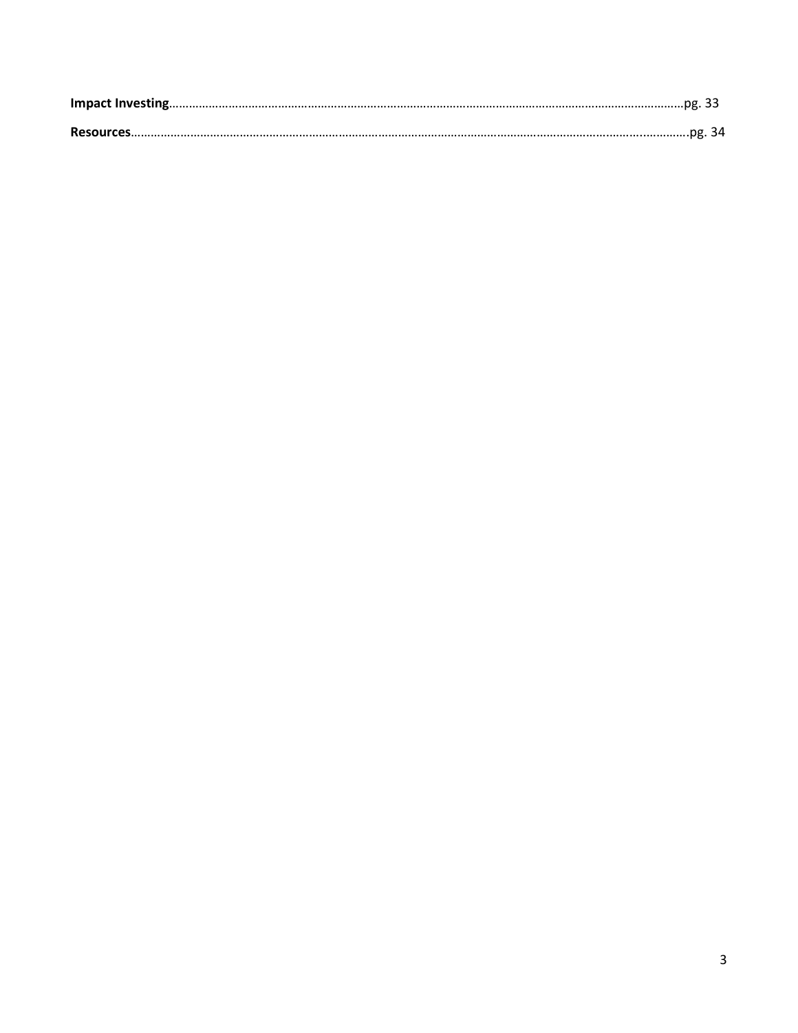**Impact Investing**……………………………………………………………………………………………………………………………………pg. 33

**Resources**………………………………………………………………………………………………………………………………………….pg. 34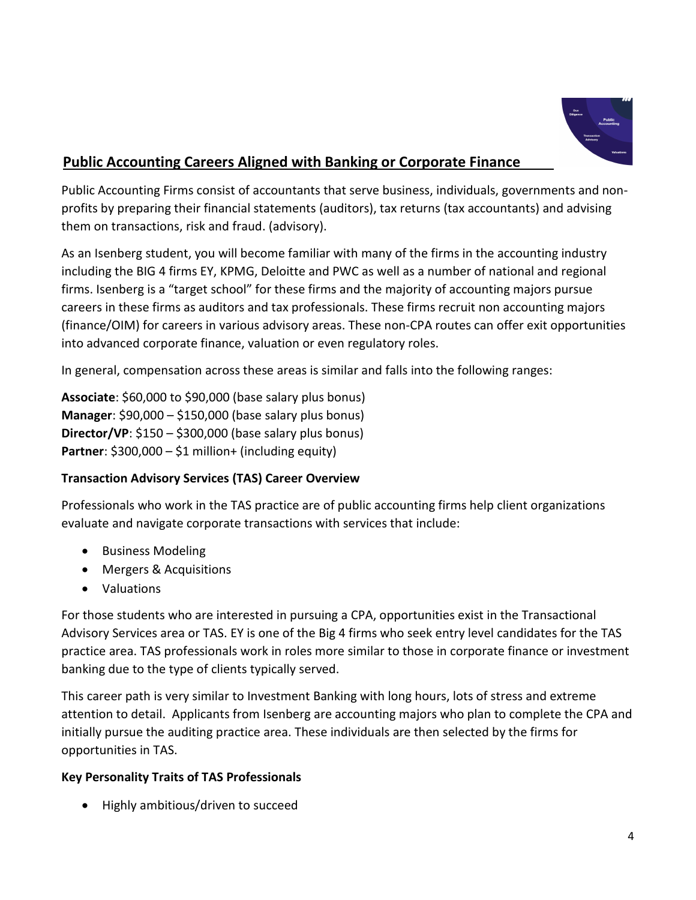## Public Accounting Careers Aligned with Banking or Corporate Finance

Public Accounting Firms consist of accountants that serve business, individuals, governments and non-profits by preparing their financial statements (auditors), tax returns (tax accountants) and advising them on transactions, risk and fraud. (advisory).

As an Isenberg student, you will become familiar with many of the firms in the accounting industry including the BIG 4 firms EY, KPMG, Deloitte and PWC as well as a number of national and regional firms. Isenberg is a "target school" for these firms and the majority of accounting majors pursue careers in these firms as auditors and tax professionals. These firms recruit non accounting majors (finance/OIM) for careers in various advisory areas. These non-CPA routes can offer exit opportunities into advanced corporate finance, valuation or even regulatory roles.

In general, compensation across these areas is similar and falls into the following ranges:

**Associate**: $60,000 to $90,000 (base salary plus bonus)
**Manager**: $90,000 – $150,000 (base salary plus bonus)
**Director/VP**: $150 – $300,000 (base salary plus bonus)
**Partner**: $300,000 – $1 million+ (including equity)

### Transaction Advisory Services (TAS) Career Overview

Professionals who work in the TAS practice are of public accounting firms help client organizations evaluate and navigate corporate transactions with services that include:

- Business Modeling
- Mergers & Acquisitions
- Valuations

For those students who are interested in pursuing a CPA, opportunities exist in the Transactional Advisory Services area or TAS. EY is one of the Big 4 firms who seek entry level candidates for the TAS practice area. TAS professionals work in roles more similar to those in corporate finance or investment banking due to the type of clients typically served.

This career path is very similar to Investment Banking with long hours, lots of stress and extreme attention to detail. Applicants from Isenberg are accounting majors who plan to complete the CPA and initially pursue the auditing practice area. These individuals are then selected by the firms for opportunities in TAS.

### Key Personality Traits of TAS Professionals

- Highly ambitious/driven to succeed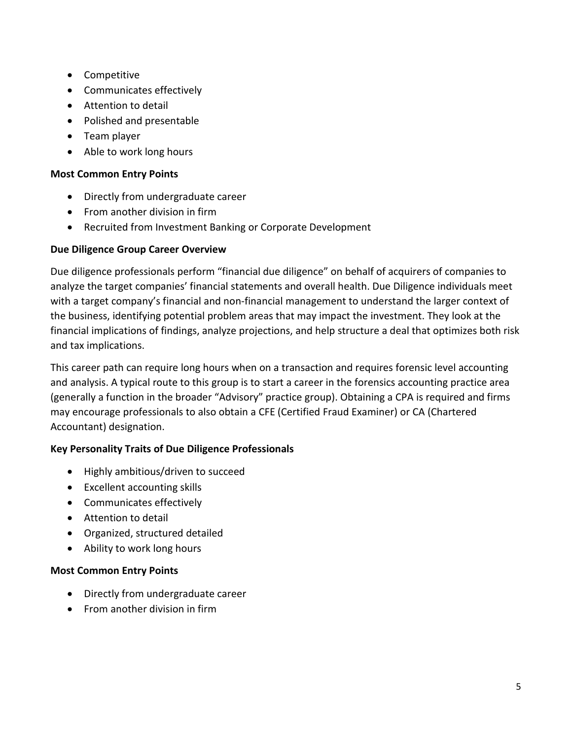- Competitive
- Communicates effectively
- Attention to detail
- Polished and presentable
- Team player
- Able to work long hours

**Most Common Entry Points**

- Directly from undergraduate career
- From another division in firm
- Recruited from Investment Banking or Corporate Development

**Due Diligence Group Career Overview**

Due diligence professionals perform "financial due diligence" on behalf of acquirers of companies to analyze the target companies' financial statements and overall health. Due Diligence individuals meet with a target company's financial and non-financial management to understand the larger context of the business, identifying potential problem areas that may impact the investment. They look at the financial implications of findings, analyze projections, and help structure a deal that optimizes both risk and tax implications.

This career path can require long hours when on a transaction and requires forensic level accounting and analysis. A typical route to this group is to start a career in the forensics accounting practice area (generally a function in the broader "Advisory" practice group). Obtaining a CPA is required and firms may encourage professionals to also obtain a CFE (Certified Fraud Examiner) or CA (Chartered Accountant) designation.

**Key Personality Traits of Due Diligence Professionals**

- Highly ambitious/driven to succeed
- Excellent accounting skills
- Communicates effectively
- Attention to detail
- Organized, structured detailed
- Ability to work long hours

**Most Common Entry Points**

- Directly from undergraduate career
- From another division in firm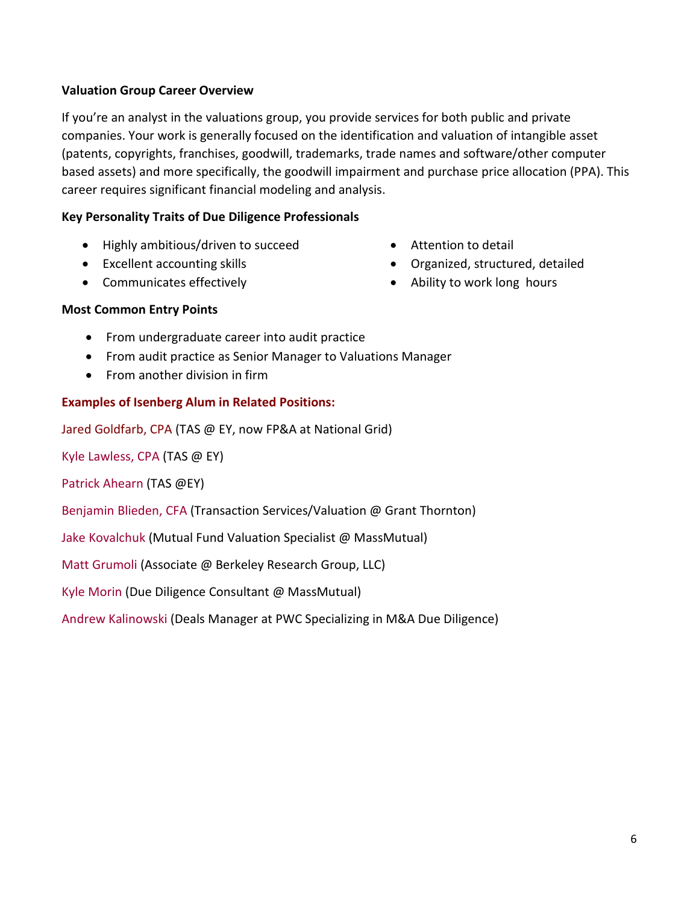**Valuation Group Career Overview**

If you're an analyst in the valuations group, you provide services for both public and private companies. Your work is generally focused on the identification and valuation of intangible asset (patents, copyrights, franchises, goodwill, trademarks, trade names and software/other computer based assets) and more specifically, the goodwill impairment and purchase price allocation (PPA). This career requires significant financial modeling and analysis.

**Key Personality Traits of Due Diligence Professionals**

- Highly ambitious/driven to succeed
- Excellent accounting skills
- Communicates effectively
- Attention to detail
- Organized, structured, detailed
- Ability to work long hours

**Most Common Entry Points**

- From undergraduate career into audit practice
- From audit practice as Senior Manager to Valuations Manager
- From another division in firm

**Examples of Isenberg Alum in Related Positions:**

Jared Goldfarb, CPA (TAS @ EY, now FP&A at National Grid)

Kyle Lawless, CPA (TAS @ EY)

Patrick Ahearn (TAS @EY)

Benjamin Blieden, CFA (Transaction Services/Valuation @ Grant Thornton)

Jake Kovalchuk (Mutual Fund Valuation Specialist @ MassMutual)

Matt Grumoli (Associate @ Berkeley Research Group, LLC)

Kyle Morin (Due Diligence Consultant @ MassMutual)

Andrew Kalinowski (Deals Manager at PWC Specializing in M&A Due Diligence)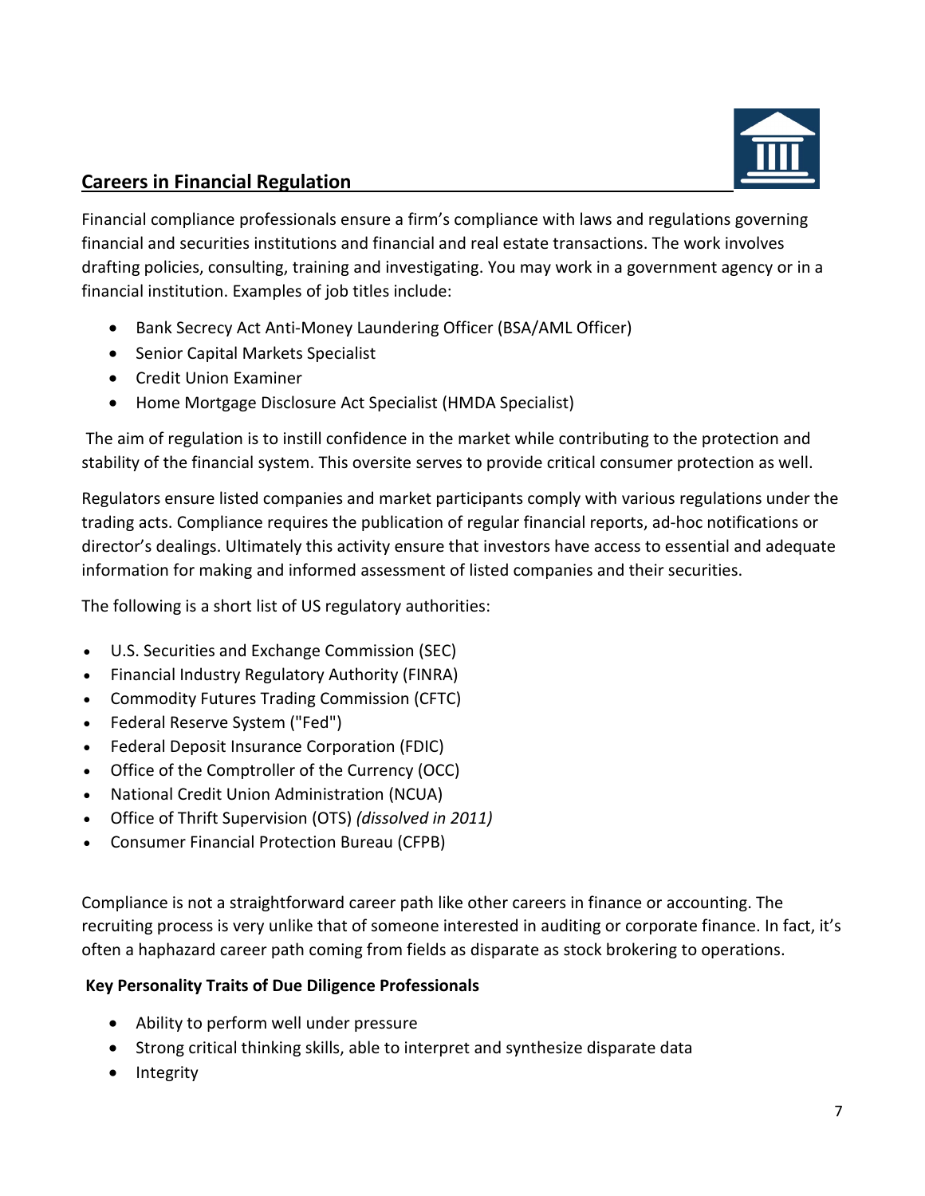## Careers in Financial Regulation

Financial compliance professionals ensure a firm's compliance with laws and regulations governing financial and securities institutions and financial and real estate transactions. The work involves drafting policies, consulting, training and investigating. You may work in a government agency or in a financial institution. Examples of job titles include:

- Bank Secrecy Act Anti-Money Laundering Officer (BSA/AML Officer)
- Senior Capital Markets Specialist
- Credit Union Examiner
- Home Mortgage Disclosure Act Specialist (HMDA Specialist)

The aim of regulation is to instill confidence in the market while contributing to the protection and stability of the financial system. This oversite serves to provide critical consumer protection as well.

Regulators ensure listed companies and market participants comply with various regulations under the trading acts. Compliance requires the publication of regular financial reports, ad-hoc notifications or director's dealings. Ultimately this activity ensure that investors have access to essential and adequate information for making and informed assessment of listed companies and their securities.

The following is a short list of US regulatory authorities:

- U.S. Securities and Exchange Commission (SEC)
- Financial Industry Regulatory Authority (FINRA)
- Commodity Futures Trading Commission (CFTC)
- Federal Reserve System ("Fed")
- Federal Deposit Insurance Corporation (FDIC)
- Office of the Comptroller of the Currency (OCC)
- National Credit Union Administration (NCUA)
- Office of Thrift Supervision (OTS) *(dissolved in 2011)*
- Consumer Financial Protection Bureau (CFPB)

Compliance is not a straightforward career path like other careers in finance or accounting. The recruiting process is very unlike that of someone interested in auditing or corporate finance. In fact, it's often a haphazard career path coming from fields as disparate as stock brokering to operations.

**Key Personality Traits of Due Diligence Professionals**

- Ability to perform well under pressure
- Strong critical thinking skills, able to interpret and synthesize disparate data
- Integrity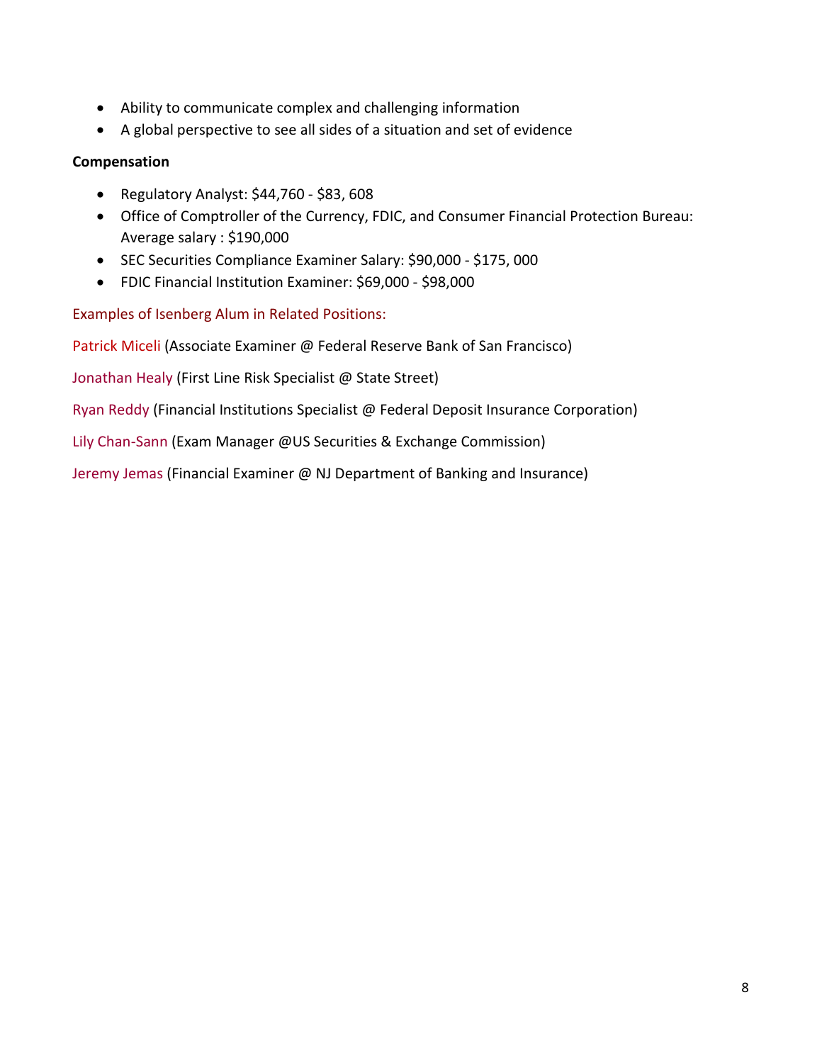- Ability to communicate complex and challenging information
- A global perspective to see all sides of a situation and set of evidence

**Compensation**

- Regulatory Analyst: $44,760 - $83, 608
- Office of Comptroller of the Currency, FDIC, and Consumer Financial Protection Bureau: Average salary : $190,000
- SEC Securities Compliance Examiner Salary: $90,000 - $175, 000
- FDIC Financial Institution Examiner: $69,000 - $98,000

Examples of Isenberg Alum in Related Positions:

Patrick Miceli (Associate Examiner @ Federal Reserve Bank of San Francisco)

Jonathan Healy (First Line Risk Specialist @ State Street)

Ryan Reddy (Financial Institutions Specialist @ Federal Deposit Insurance Corporation)

Lily Chan-Sann (Exam Manager @US Securities & Exchange Commission)

Jeremy Jemas (Financial Examiner @ NJ Department of Banking and Insurance)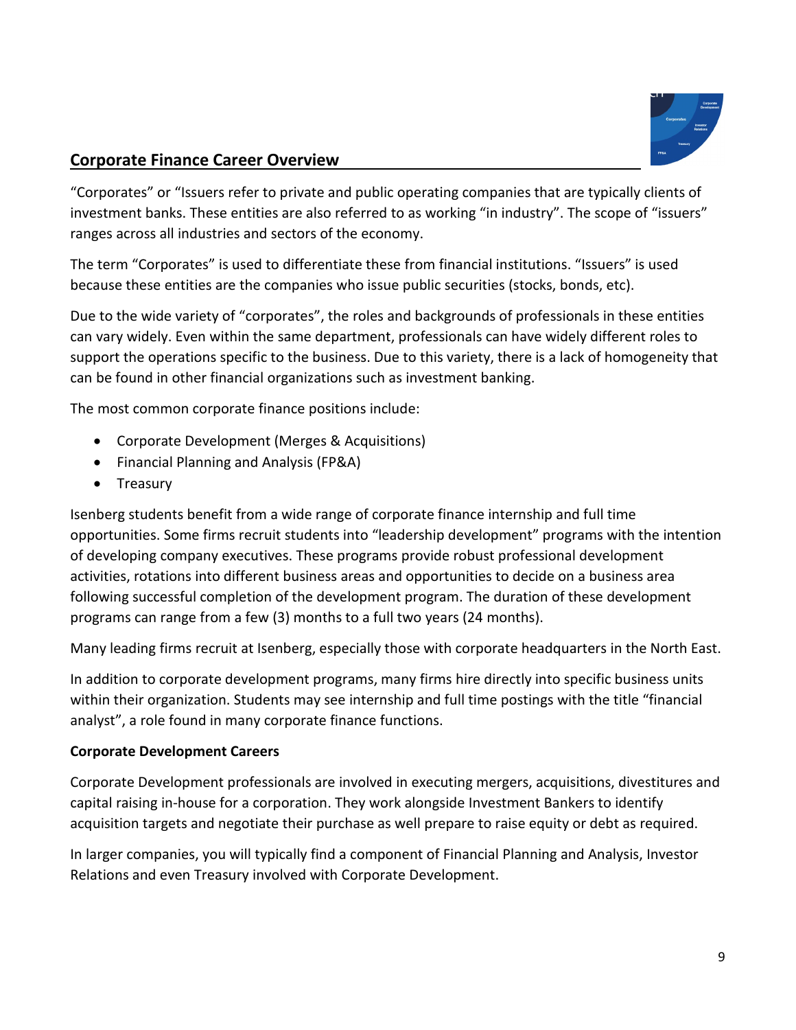## Corporate Finance Career Overview

"Corporates" or "Issuers refer to private and public operating companies that are typically clients of investment banks. These entities are also referred to as working "in industry". The scope of "issuers" ranges across all industries and sectors of the economy.

The term "Corporates" is used to differentiate these from financial institutions. "Issuers" is used because these entities are the companies who issue public securities (stocks, bonds, etc).

Due to the wide variety of "corporates", the roles and backgrounds of professionals in these entities can vary widely. Even within the same department, professionals can have widely different roles to support the operations specific to the business. Due to this variety, there is a lack of homogeneity that can be found in other financial organizations such as investment banking.

The most common corporate finance positions include:

- Corporate Development (Merges & Acquisitions)
- Financial Planning and Analysis (FP&A)
- Treasury

Isenberg students benefit from a wide range of corporate finance internship and full time opportunities. Some firms recruit students into "leadership development" programs with the intention of developing company executives. These programs provide robust professional development activities, rotations into different business areas and opportunities to decide on a business area following successful completion of the development program. The duration of these development programs can range from a few (3) months to a full two years (24 months).

Many leading firms recruit at Isenberg, especially those with corporate headquarters in the North East.

In addition to corporate development programs, many firms hire directly into specific business units within their organization. Students may see internship and full time postings with the title "financial analyst", a role found in many corporate finance functions.

**Corporate Development Careers**

Corporate Development professionals are involved in executing mergers, acquisitions, divestitures and capital raising in-house for a corporation. They work alongside Investment Bankers to identify acquisition targets and negotiate their purchase as well prepare to raise equity or debt as required.

In larger companies, you will typically find a component of Financial Planning and Analysis, Investor Relations and even Treasury involved with Corporate Development.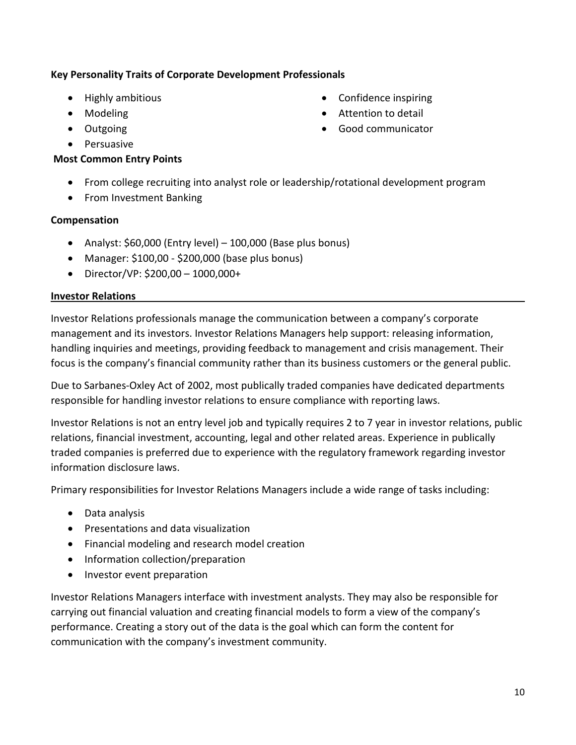**Key Personality Traits of Corporate Development Professionals**

- Highly ambitious
- Modeling
- Outgoing
- Persuasive
- Confidence inspiring
- Attention to detail
- Good communicator

**Most Common Entry Points**

- From college recruiting into analyst role or leadership/rotational development program
- From Investment Banking

**Compensation**

- Analyst: $60,000 (Entry level) – 100,000 (Base plus bonus)
- Manager: $100,00 - $200,000 (base plus bonus)
- Director/VP: $200,00 – 1000,000+

**Investor Relations**

Investor Relations professionals manage the communication between a company's corporate management and its investors. Investor Relations Managers help support: releasing information, handling inquiries and meetings, providing feedback to management and crisis management. Their focus is the company's financial community rather than its business customers or the general public.

Due to Sarbanes-Oxley Act of 2002, most publically traded companies have dedicated departments responsible for handling investor relations to ensure compliance with reporting laws.

Investor Relations is not an entry level job and typically requires 2 to 7 year in investor relations, public relations, financial investment, accounting, legal and other related areas. Experience in publically traded companies is preferred due to experience with the regulatory framework regarding investor information disclosure laws.

Primary responsibilities for Investor Relations Managers include a wide range of tasks including:

- Data analysis
- Presentations and data visualization
- Financial modeling and research model creation
- Information collection/preparation
- Investor event preparation

Investor Relations Managers interface with investment analysts. They may also be responsible for carrying out financial valuation and creating financial models to form a view of the company's performance. Creating a story out of the data is the goal which can form the content for communication with the company's investment community.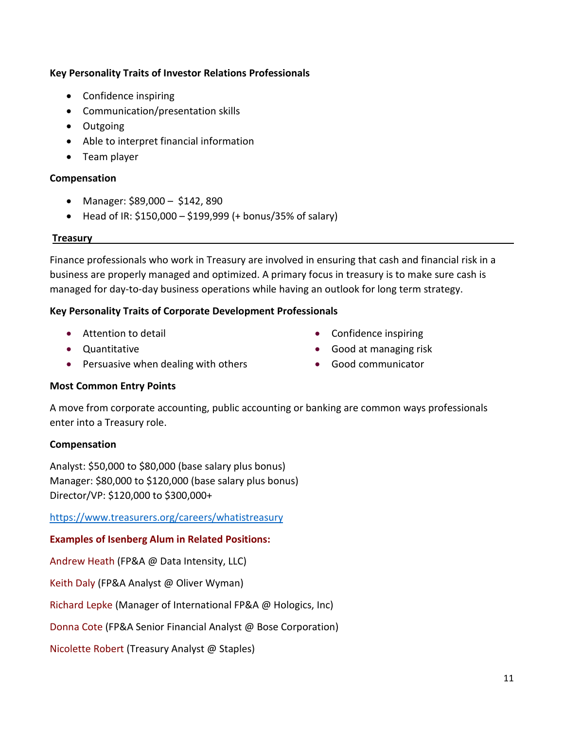**Key Personality Traits of Investor Relations Professionals**

- Confidence inspiring
- Communication/presentation skills
- Outgoing
- Able to interpret financial information
- Team player

**Compensation**

- Manager: $89,000 – $142, 890
- Head of IR: $150,000 – $199,999 (+ bonus/35% of salary)

## Treasury

Finance professionals who work in Treasury are involved in ensuring that cash and financial risk in a business are properly managed and optimized. A primary focus in treasury is to make sure cash is managed for day-to-day business operations while having an outlook for long term strategy.

**Key Personality Traits of Corporate Development Professionals**

- Attention to detail
- Quantitative
- Persuasive when dealing with others
- Confidence inspiring
- Good at managing risk
- Good communicator

**Most Common Entry Points**

A move from corporate accounting, public accounting or banking are common ways professionals enter into a Treasury role.

**Compensation**

Analyst: $50,000 to $80,000 (base salary plus bonus)
Manager: $80,000 to $120,000 (base salary plus bonus)
Director/VP: $120,000 to $300,000+

https://www.treasurers.org/careers/whatistreasury

**Examples of Isenberg Alum in Related Positions:**

Andrew Heath (FP&A @ Data Intensity, LLC)

Keith Daly (FP&A Analyst @ Oliver Wyman)

Richard Lepke (Manager of International FP&A @ Hologics, Inc)

Donna Cote (FP&A Senior Financial Analyst @ Bose Corporation)

Nicolette Robert (Treasury Analyst @ Staples)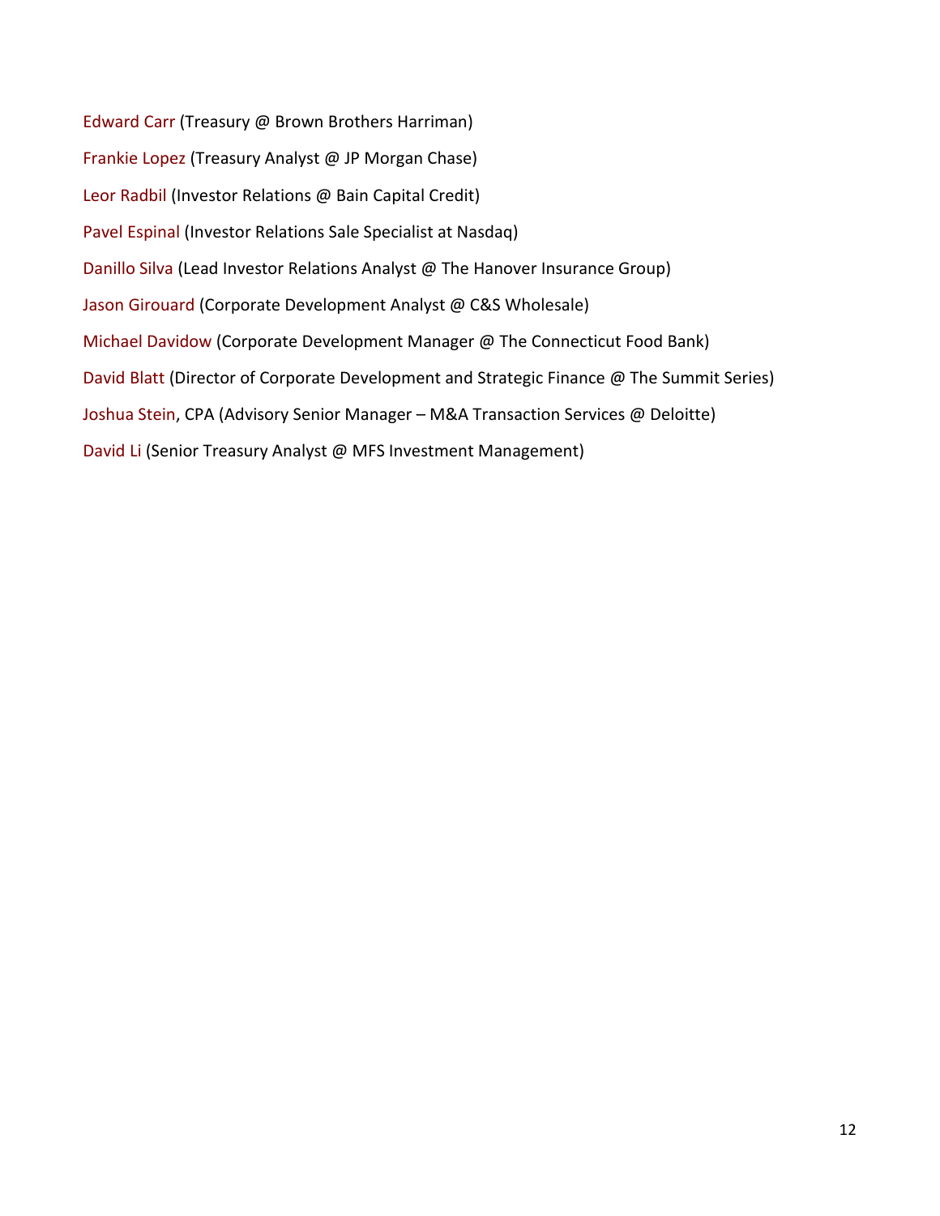Edward Carr (Treasury @ Brown Brothers Harriman)

Frankie Lopez (Treasury Analyst @ JP Morgan Chase)

Leor Radbil (Investor Relations @ Bain Capital Credit)

Pavel Espinal (Investor Relations Sale Specialist at Nasdaq)

Danillo Silva (Lead Investor Relations Analyst @ The Hanover Insurance Group)

Jason Girouard (Corporate Development Analyst @ C&S Wholesale)

Michael Davidow (Corporate Development Manager @ The Connecticut Food Bank)

David Blatt (Director of Corporate Development and Strategic Finance @ The Summit Series)

Joshua Stein, CPA (Advisory Senior Manager – M&A Transaction Services @ Deloitte)

David Li (Senior Treasury Analyst @ MFS Investment Management)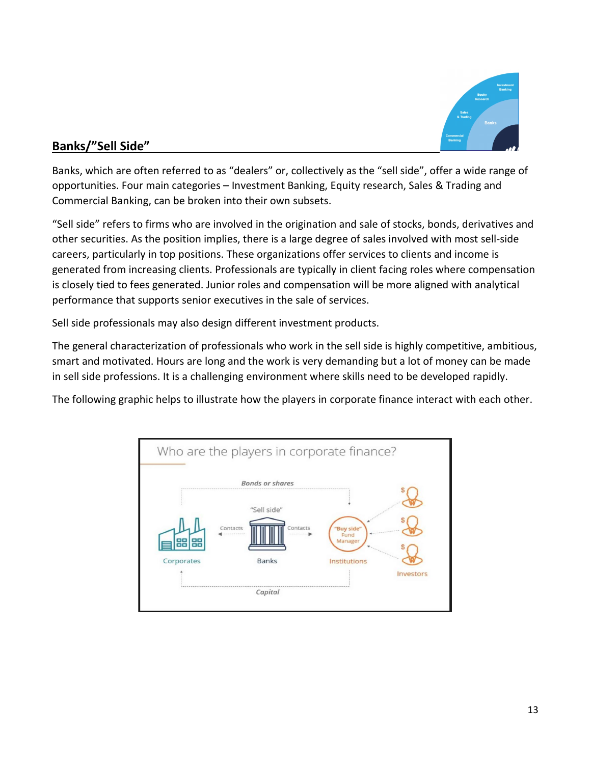## Banks/"Sell Side"

Banks, which are often referred to as "dealers" or, collectively as the "sell side", offer a wide range of opportunities. Four main categories – Investment Banking, Equity research, Sales & Trading and Commercial Banking, can be broken into their own subsets.

"Sell side" refers to firms who are involved in the origination and sale of stocks, bonds, derivatives and other securities. As the position implies, there is a large degree of sales involved with most sell-side careers, particularly in top positions. These organizations offer services to clients and income is generated from increasing clients. Professionals are typically in client facing roles where compensation is closely tied to fees generated. Junior roles and compensation will be more aligned with analytical performance that supports senior executives in the sale of services.

Sell side professionals may also design different investment products.

The general characterization of professionals who work in the sell side is highly competitive, ambitious, smart and motivated. Hours are long and the work is very demanding but a lot of money can be made in sell side professions. It is a challenging environment where skills need to be developed rapidly.

The following graphic helps to illustrate how the players in corporate finance interact with each other.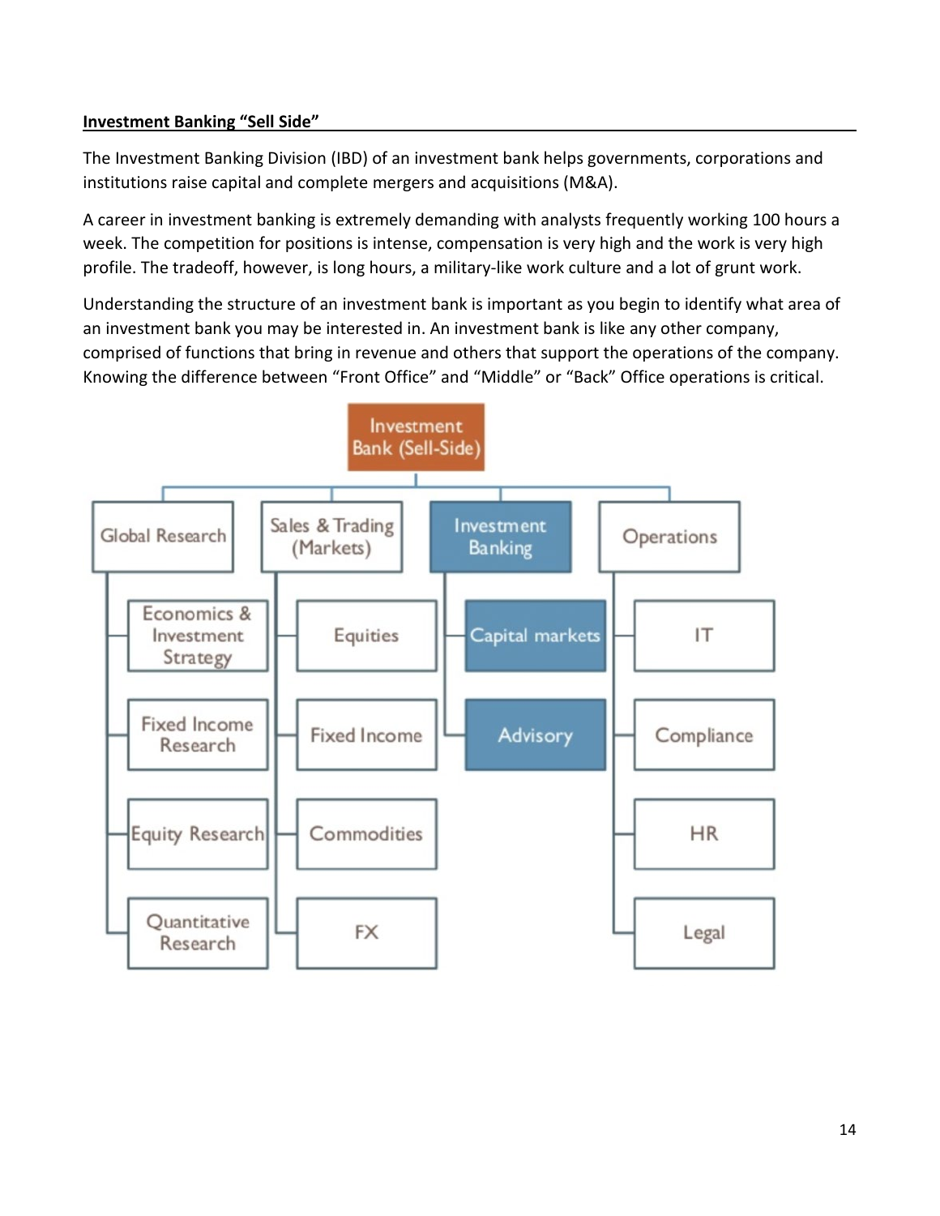**Investment Banking "Sell Side"**

The Investment Banking Division (IBD) of an investment bank helps governments, corporations and institutions raise capital and complete mergers and acquisitions (M&A).

A career in investment banking is extremely demanding with analysts frequently working 100 hours a week. The competition for positions is intense, compensation is very high and the work is very high profile. The tradeoff, however, is long hours, a military-like work culture and a lot of grunt work.

Understanding the structure of an investment bank is important as you begin to identify what area of an investment bank you may be interested in. An investment bank is like any other company, comprised of functions that bring in revenue and others that support the operations of the company. Knowing the difference between "Front Office" and "Middle" or "Back" Office operations is critical.

- Investment Bank (Sell-Side)
  - Global Research
    - Economics & Investment Strategy
    - Fixed Income Research
    - Equity Research
    - Quantitative Research
  - Sales & Trading (Markets)
    - Equities
    - Fixed Income
    - Commodities
    - FX
  - Investment Banking
    - Capital markets
    - Advisory
  - Operations
    - IT
    - Compliance
    - HR
    - Legal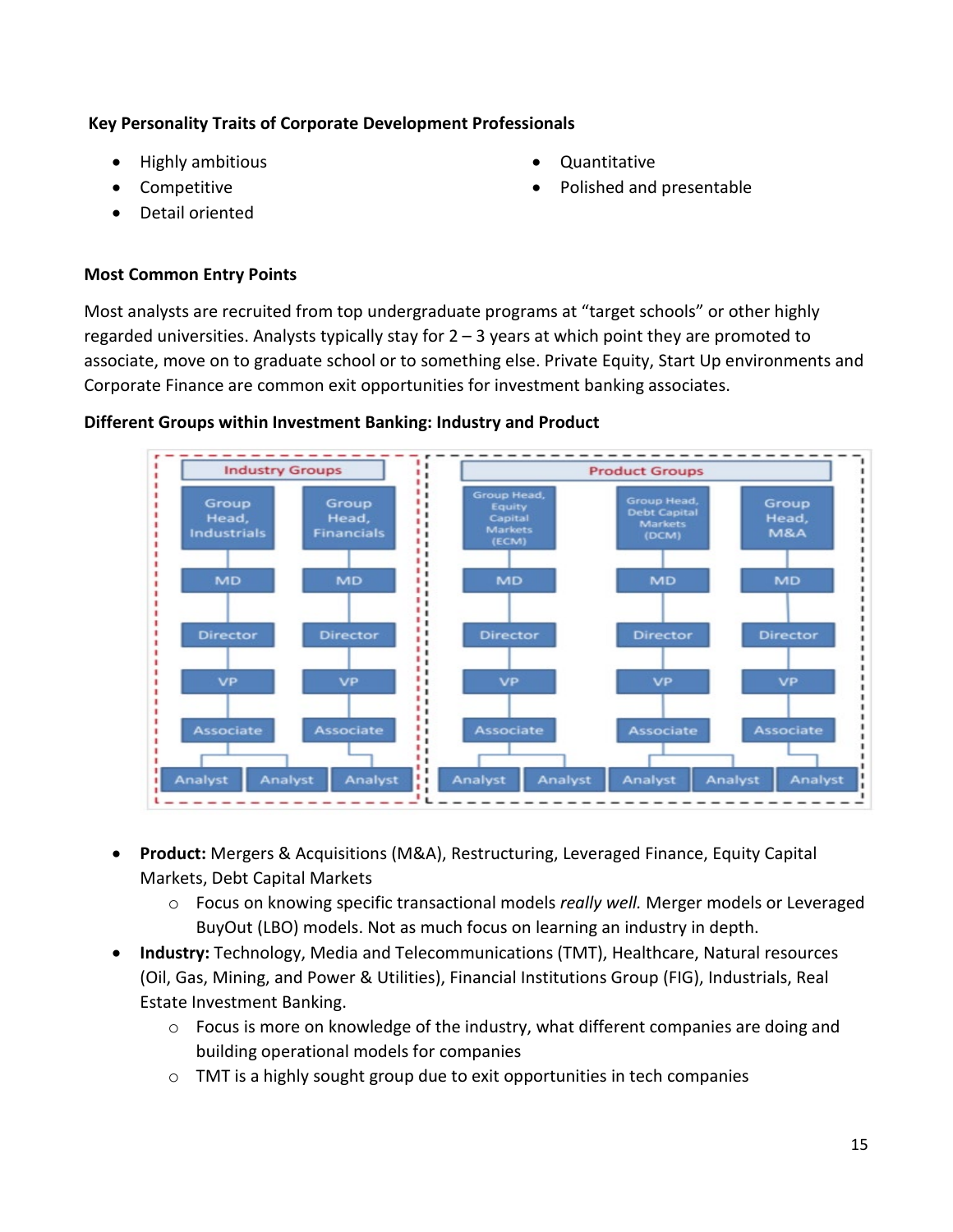**Key Personality Traits of Corporate Development Professionals**

- Highly ambitious
- Competitive
- Detail oriented
- Quantitative
- Polished and presentable

**Most Common Entry Points**

Most analysts are recruited from top undergraduate programs at "target schools" or other highly regarded universities. Analysts typically stay for 2 – 3 years at which point they are promoted to associate, move on to graduate school or to something else. Private Equity, Start Up environments and Corporate Finance are common exit opportunities for investment banking associates.

**Different Groups within Investment Banking: Industry and Product**

- **Product:** Mergers & Acquisitions (M&A), Restructuring, Leveraged Finance, Equity Capital Markets, Debt Capital Markets
    - Focus on knowing specific transactional models *really well.* Merger models or Leveraged BuyOut (LBO) models. Not as much focus on learning an industry in depth.
- **Industry:** Technology, Media and Telecommunications (TMT), Healthcare, Natural resources (Oil, Gas, Mining, and Power & Utilities), Financial Institutions Group (FIG), Industrials, Real Estate Investment Banking.
    - Focus is more on knowledge of the industry, what different companies are doing and building operational models for companies
    - TMT is a highly sought group due to exit opportunities in tech companies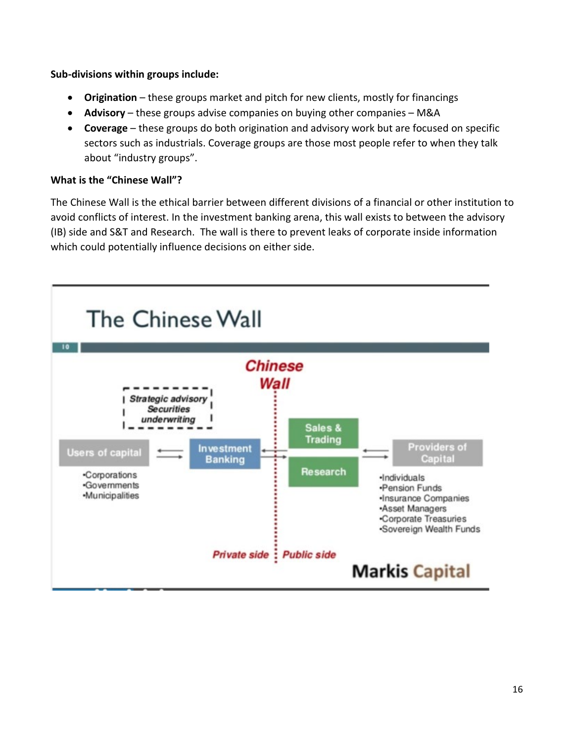**Sub-divisions within groups include:**

- **Origination** – these groups market and pitch for new clients, mostly for financings
- **Advisory** – these groups advise companies on buying other companies – M&A
- **Coverage** – these groups do both origination and advisory work but are focused on specific sectors such as industrials. Coverage groups are those most people refer to when they talk about "industry groups".

**What is the "Chinese Wall"?**

The Chinese Wall is the ethical barrier between different divisions of a financial or other institution to avoid conflicts of interest. In the investment banking arena, this wall exists to between the advisory (IB) side and S&T and Research. The wall is there to prevent leaks of corporate inside information which could potentially influence decisions on either side.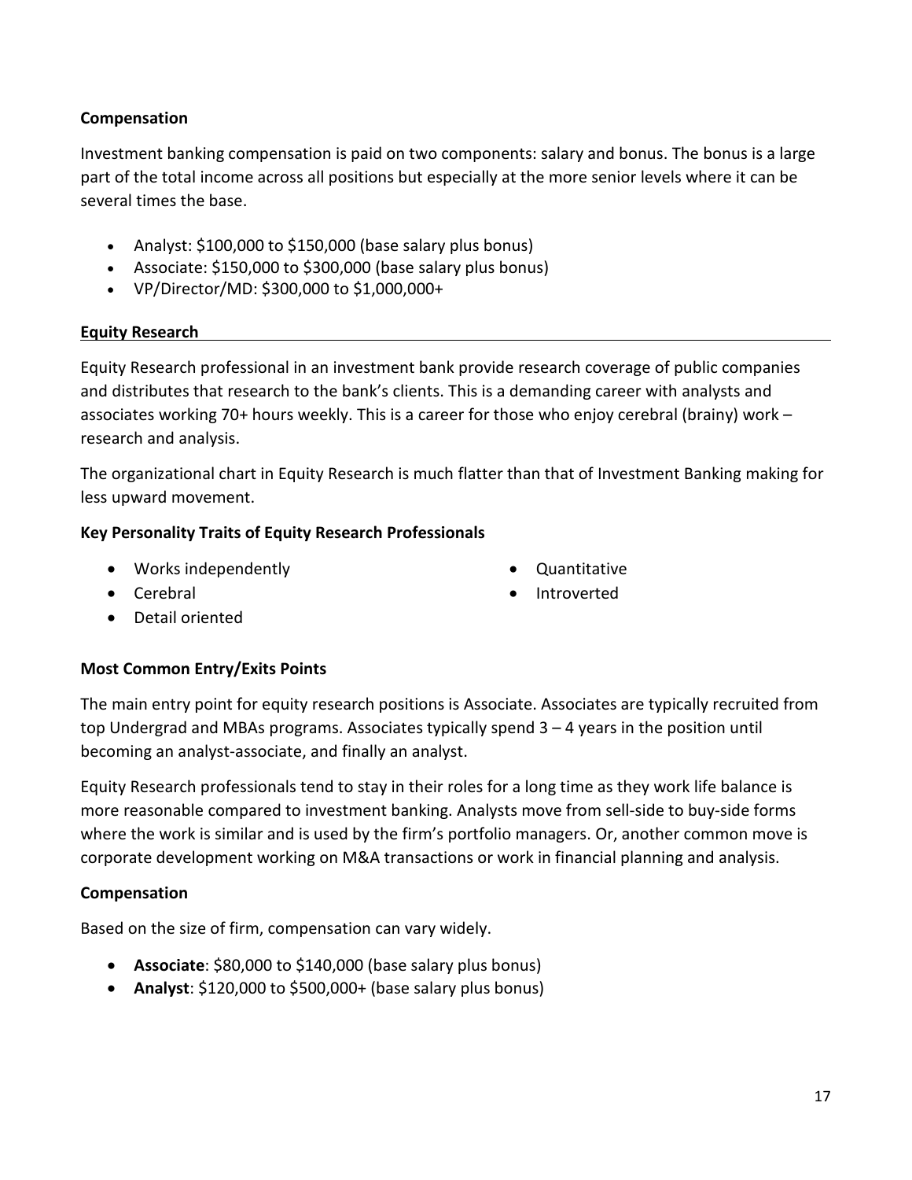**Compensation**

Investment banking compensation is paid on two components: salary and bonus. The bonus is a large part of the total income across all positions but especially at the more senior levels where it can be several times the base.

- Analyst: $100,000 to $150,000 (base salary plus bonus)
- Associate: $150,000 to $300,000 (base salary plus bonus)
- VP/Director/MD: $300,000 to $1,000,000+

## Equity Research

Equity Research professional in an investment bank provide research coverage of public companies and distributes that research to the bank's clients. This is a demanding career with analysts and associates working 70+ hours weekly. This is a career for those who enjoy cerebral (brainy) work – research and analysis.

The organizational chart in Equity Research is much flatter than that of Investment Banking making for less upward movement.

**Key Personality Traits of Equity Research Professionals**

- Works independently
- Cerebral
- Detail oriented
- Quantitative
- Introverted

**Most Common Entry/Exits Points**

The main entry point for equity research positions is Associate. Associates are typically recruited from top Undergrad and MBAs programs. Associates typically spend 3 – 4 years in the position until becoming an analyst-associate, and finally an analyst.

Equity Research professionals tend to stay in their roles for a long time as they work life balance is more reasonable compared to investment banking. Analysts move from sell-side to buy-side forms where the work is similar and is used by the firm's portfolio managers. Or, another common move is corporate development working on M&A transactions or work in financial planning and analysis.

**Compensation**

Based on the size of firm, compensation can vary widely.

- **Associate**: $80,000 to $140,000 (base salary plus bonus)
- **Analyst**: $120,000 to $500,000+ (base salary plus bonus)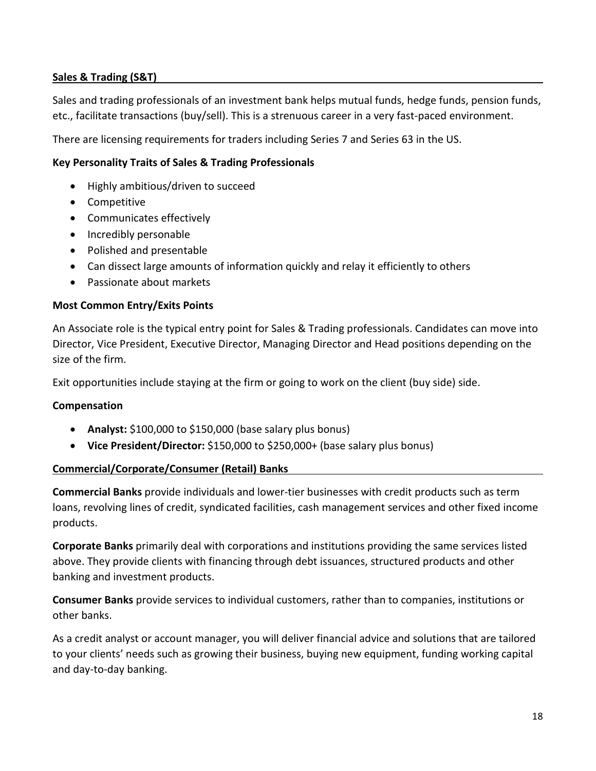## Sales & Trading (S&T)

Sales and trading professionals of an investment bank helps mutual funds, hedge funds, pension funds, etc., facilitate transactions (buy/sell). This is a strenuous career in a very fast-paced environment.

There are licensing requirements for traders including Series 7 and Series 63 in the US.

### Key Personality Traits of Sales & Trading Professionals

- Highly ambitious/driven to succeed
- Competitive
- Communicates effectively
- Incredibly personable
- Polished and presentable
- Can dissect large amounts of information quickly and relay it efficiently to others
- Passionate about markets

### Most Common Entry/Exits Points

An Associate role is the typical entry point for Sales & Trading professionals. Candidates can move into Director, Vice President, Executive Director, Managing Director and Head positions depending on the size of the firm.

Exit opportunities include staying at the firm or going to work on the client (buy side) side.

### Compensation

- **Analyst:** $100,000 to $150,000 (base salary plus bonus)
- **Vice President/Director:** $150,000 to $250,000+ (base salary plus bonus)

## Commercial/Corporate/Consumer (Retail) Banks

**Commercial Banks** provide individuals and lower-tier businesses with credit products such as term loans, revolving lines of credit, syndicated facilities, cash management services and other fixed income products.

**Corporate Banks** primarily deal with corporations and institutions providing the same services listed above. They provide clients with financing through debt issuances, structured products and other banking and investment products.

**Consumer Banks** provide services to individual customers, rather than to companies, institutions or other banks.

As a credit analyst or account manager, you will deliver financial advice and solutions that are tailored to your clients' needs such as growing their business, buying new equipment, funding working capital and day-to-day banking.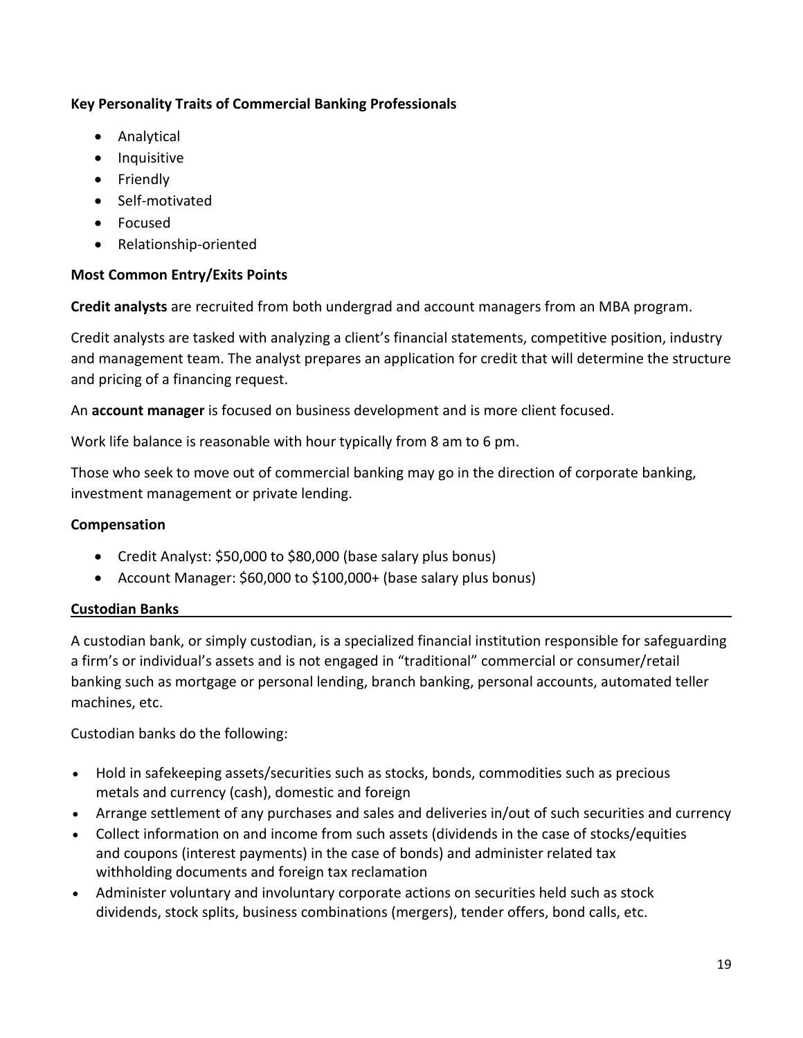**Key Personality Traits of Commercial Banking Professionals**

- Analytical
- Inquisitive
- Friendly
- Self-motivated
- Focused
- Relationship-oriented

**Most Common Entry/Exits Points**

**Credit analysts** are recruited from both undergrad and account managers from an MBA program.

Credit analysts are tasked with analyzing a client's financial statements, competitive position, industry and management team. The analyst prepares an application for credit that will determine the structure and pricing of a financing request.

An **account manager** is focused on business development and is more client focused.

Work life balance is reasonable with hour typically from 8 am to 6 pm.

Those who seek to move out of commercial banking may go in the direction of corporate banking, investment management or private lending.

**Compensation**

- Credit Analyst: $50,000 to $80,000 (base salary plus bonus)
- Account Manager: $60,000 to $100,000+ (base salary plus bonus)

**Custodian Banks**

A custodian bank, or simply custodian, is a specialized financial institution responsible for safeguarding a firm's or individual's assets and is not engaged in "traditional" commercial or consumer/retail banking such as mortgage or personal lending, branch banking, personal accounts, automated teller machines, etc.

Custodian banks do the following:

- Hold in safekeeping assets/securities such as stocks, bonds, commodities such as precious metals and currency (cash), domestic and foreign
- Arrange settlement of any purchases and sales and deliveries in/out of such securities and currency
- Collect information on and income from such assets (dividends in the case of stocks/equities and coupons (interest payments) in the case of bonds) and administer related tax withholding documents and foreign tax reclamation
- Administer voluntary and involuntary corporate actions on securities held such as stock dividends, stock splits, business combinations (mergers), tender offers, bond calls, etc.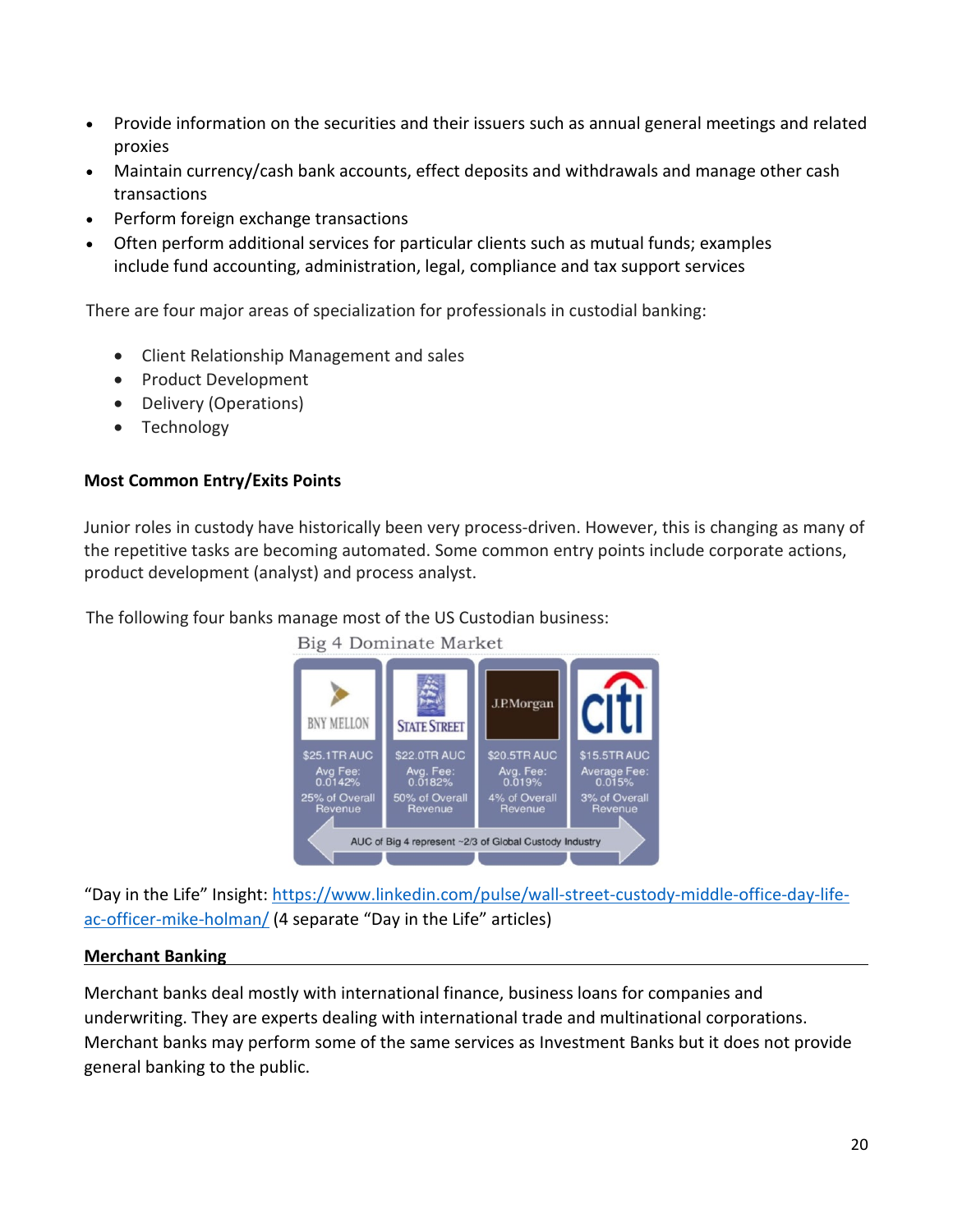- Provide information on the securities and their issuers such as annual general meetings and related proxies
- Maintain currency/cash bank accounts, effect deposits and withdrawals and manage other cash transactions
- Perform foreign exchange transactions
- Often perform additional services for particular clients such as mutual funds; examples include fund accounting, administration, legal, compliance and tax support services

There are four major areas of specialization for professionals in custodial banking:

- Client Relationship Management and sales
- Product Development
- Delivery (Operations)
- Technology

**Most Common Entry/Exits Points**

Junior roles in custody have historically been very process-driven. However, this is changing as many of the repetitive tasks are becoming automated. Some common entry points include corporate actions, product development (analyst) and process analyst.

The following four banks manage most of the US Custodian business:

Big 4 Dominate Market

| BNY MELLON | STATE STREET | J.P.Morgan | citi |
|---|---|---|---|
| $25.1TR AUC | $22.0TR AUC | $20.5TR AUC | $15.5TR AUC |
| Avg Fee: 0.0142% | Avg. Fee: 0.0182% | Avg. Fee: 0.019% | Average Fee: 0.015% |
| 25% of Overall Revenue | 50% of Overall Revenue | 4% of Overall Revenue | 3% of Overall Revenue |

AUC of Big 4 represent ~2/3 of Global Custody Industry

"Day in the Life" Insight: [https://www.linkedin.com/pulse/wall-street-custody-middle-office-day-life-ac-officer-mike-holman/](https://www.linkedin.com/pulse/wall-street-custody-middle-office-day-life-ac-officer-mike-holman/) (4 separate "Day in the Life" articles)

**Merchant Banking**

Merchant banks deal mostly with international finance, business loans for companies and underwriting. They are experts dealing with international trade and multinational corporations. Merchant banks may perform some of the same services as Investment Banks but it does not provide general banking to the public.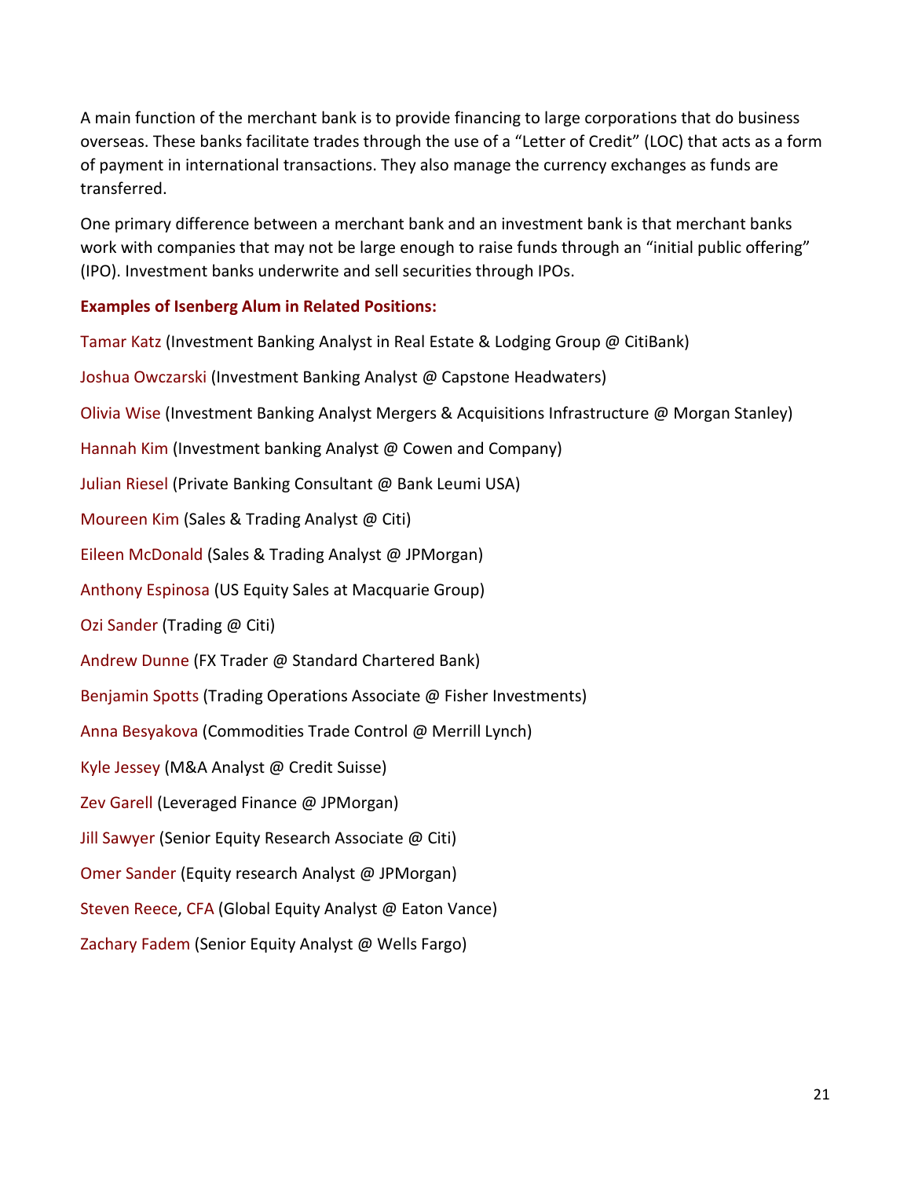A main function of the merchant bank is to provide financing to large corporations that do business overseas. These banks facilitate trades through the use of a "Letter of Credit" (LOC) that acts as a form of payment in international transactions. They also manage the currency exchanges as funds are transferred.

One primary difference between a merchant bank and an investment bank is that merchant banks work with companies that may not be large enough to raise funds through an "initial public offering" (IPO). Investment banks underwrite and sell securities through IPOs.

**Examples of Isenberg Alum in Related Positions:**

Tamar Katz (Investment Banking Analyst in Real Estate & Lodging Group @ CitiBank)

Joshua Owczarski (Investment Banking Analyst @ Capstone Headwaters)

Olivia Wise (Investment Banking Analyst Mergers & Acquisitions Infrastructure @ Morgan Stanley)

Hannah Kim (Investment banking Analyst @ Cowen and Company)

Julian Riesel (Private Banking Consultant @ Bank Leumi USA)

Moureen Kim (Sales & Trading Analyst @ Citi)

Eileen McDonald (Sales & Trading Analyst @ JPMorgan)

Anthony Espinosa (US Equity Sales at Macquarie Group)

Ozi Sander (Trading @ Citi)

Andrew Dunne (FX Trader @ Standard Chartered Bank)

Benjamin Spotts (Trading Operations Associate @ Fisher Investments)

Anna Besyakova (Commodities Trade Control @ Merrill Lynch)

Kyle Jessey (M&A Analyst @ Credit Suisse)

Zev Garell (Leveraged Finance @ JPMorgan)

Jill Sawyer (Senior Equity Research Associate @ Citi)

Omer Sander (Equity research Analyst @ JPMorgan)

Steven Reece, CFA (Global Equity Analyst @ Eaton Vance)

Zachary Fadem (Senior Equity Analyst @ Wells Fargo)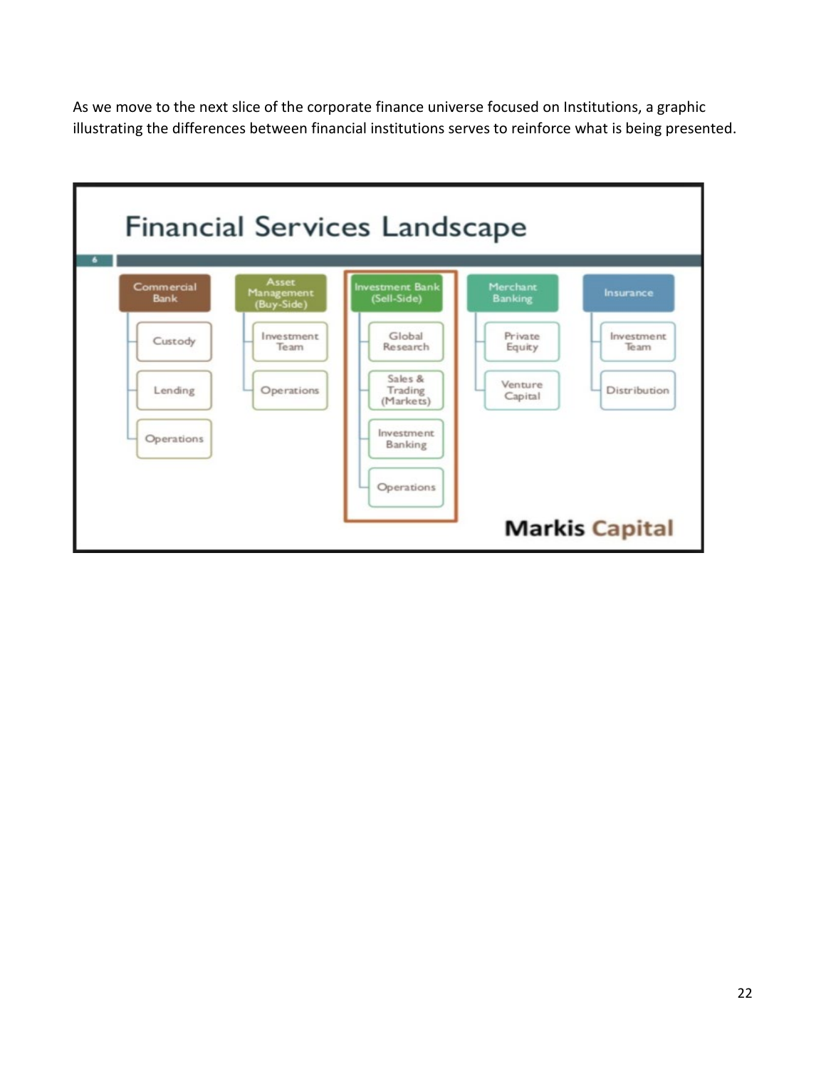As we move to the next slice of the corporate finance universe focused on Institutions, a graphic illustrating the differences between financial institutions serves to reinforce what is being presented.

## Financial Services Landscape

| Commercial Bank | Asset Management (Buy-Side) | Investment Bank (Sell-Side) | Merchant Banking | Insurance |
| --- | --- | --- | --- | --- |
| Custody | Investment Team | Global Research | Private Equity | Investment Team |
| Lending | Operations | Sales & Trading (Markets) | Venture Capital | Distribution |
| Operations | | Investment Banking | | |
| | | Operations | | |

**Markis Capital**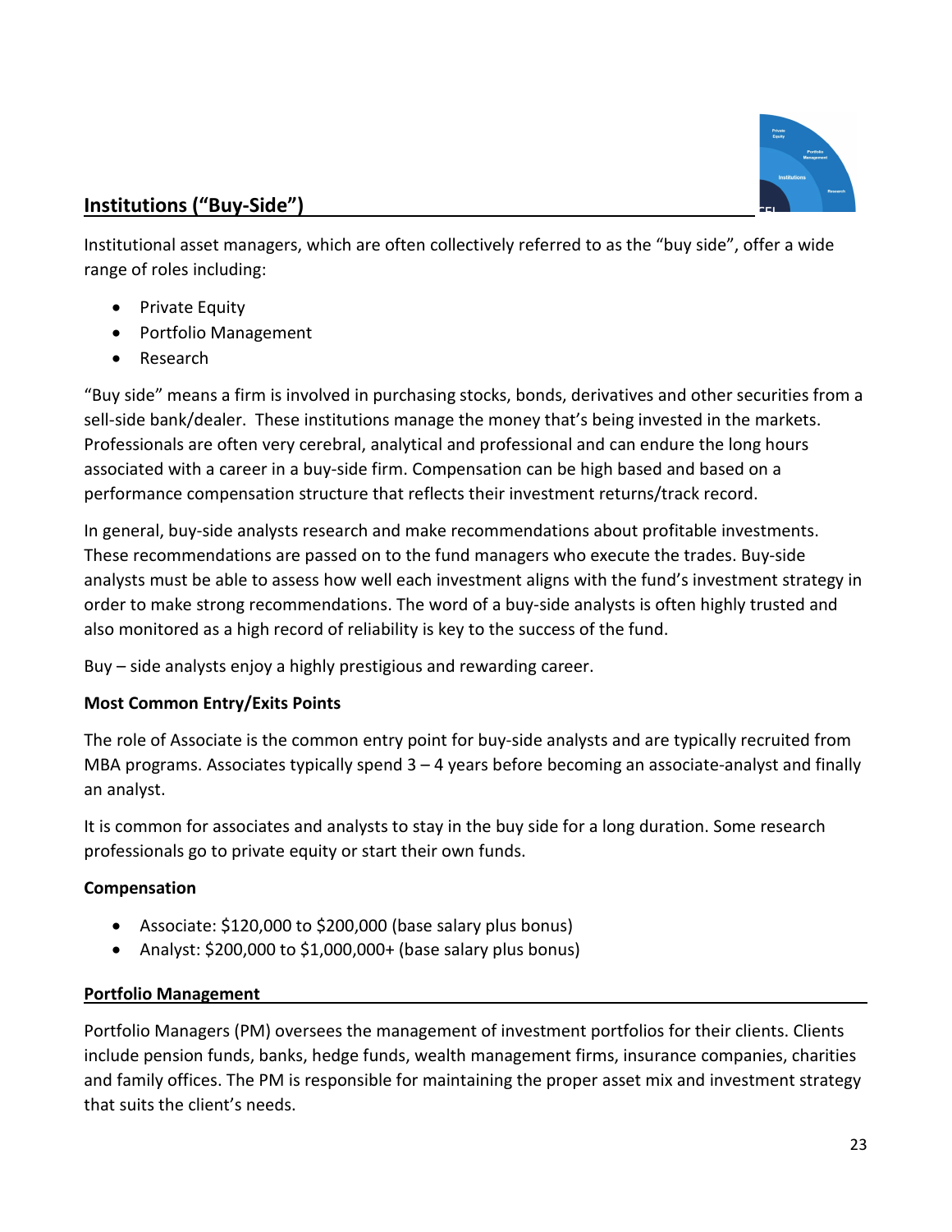## Institutions ("Buy-Side")

Institutional asset managers, which are often collectively referred to as the "buy side", offer a wide range of roles including:

- Private Equity
- Portfolio Management
- Research

"Buy side" means a firm is involved in purchasing stocks, bonds, derivatives and other securities from a sell-side bank/dealer. These institutions manage the money that's being invested in the markets. Professionals are often very cerebral, analytical and professional and can endure the long hours associated with a career in a buy-side firm. Compensation can be high based and based on a performance compensation structure that reflects their investment returns/track record.

In general, buy-side analysts research and make recommendations about profitable investments. These recommendations are passed on to the fund managers who execute the trades. Buy-side analysts must be able to assess how well each investment aligns with the fund's investment strategy in order to make strong recommendations. The word of a buy-side analysts is often highly trusted and also monitored as a high record of reliability is key to the success of the fund.

Buy – side analysts enjoy a highly prestigious and rewarding career.

**Most Common Entry/Exits Points**

The role of Associate is the common entry point for buy-side analysts and are typically recruited from MBA programs. Associates typically spend 3 – 4 years before becoming an associate-analyst and finally an analyst.

It is common for associates and analysts to stay in the buy side for a long duration. Some research professionals go to private equity or start their own funds.

**Compensation**

- Associate: $120,000 to $200,000 (base salary plus bonus)
- Analyst: $200,000 to $1,000,000+ (base salary plus bonus)

### Portfolio Management

Portfolio Managers (PM) oversees the management of investment portfolios for their clients. Clients include pension funds, banks, hedge funds, wealth management firms, insurance companies, charities and family offices. The PM is responsible for maintaining the proper asset mix and investment strategy that suits the client's needs.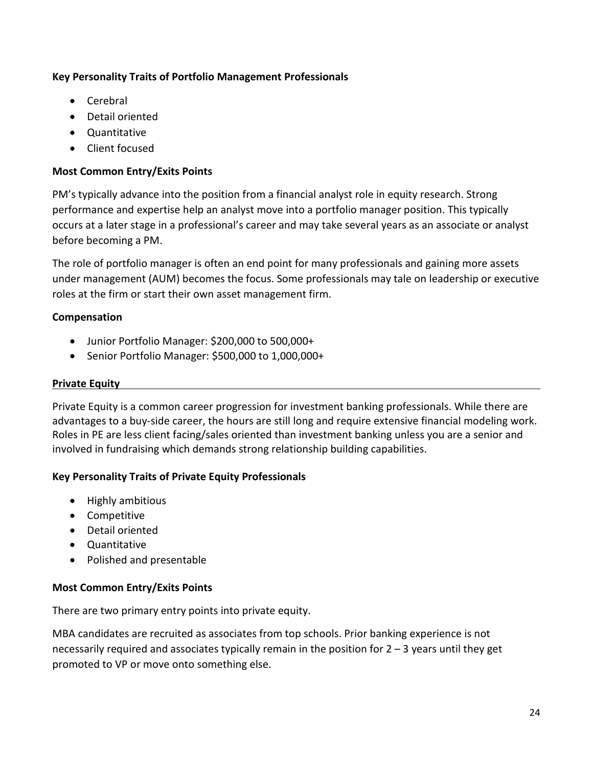**Key Personality Traits of Portfolio Management Professionals**

- Cerebral
- Detail oriented
- Quantitative
- Client focused

**Most Common Entry/Exits Points**

PM's typically advance into the position from a financial analyst role in equity research. Strong performance and expertise help an analyst move into a portfolio manager position. This typically occurs at a later stage in a professional's career and may take several years as an associate or analyst before becoming a PM.

The role of portfolio manager is often an end point for many professionals and gaining more assets under management (AUM) becomes the focus. Some professionals may tale on leadership or executive roles at the firm or start their own asset management firm.

**Compensation**

- Junior Portfolio Manager: $200,000 to 500,000+
- Senior Portfolio Manager: $500,000 to 1,000,000+

## Private Equity

Private Equity is a common career progression for investment banking professionals. While there are advantages to a buy-side career, the hours are still long and require extensive financial modeling work. Roles in PE are less client facing/sales oriented than investment banking unless you are a senior and involved in fundraising which demands strong relationship building capabilities.

**Key Personality Traits of Private Equity Professionals**

- Highly ambitious
- Competitive
- Detail oriented
- Quantitative
- Polished and presentable

**Most Common Entry/Exits Points**

There are two primary entry points into private equity.

MBA candidates are recruited as associates from top schools. Prior banking experience is not necessarily required and associates typically remain in the position for 2 – 3 years until they get promoted to VP or move onto something else.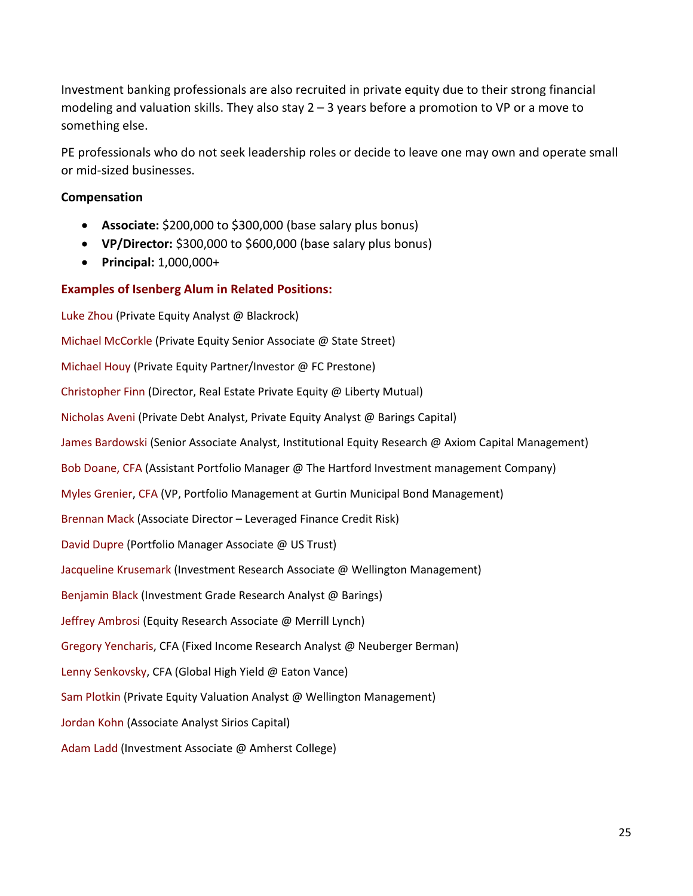Investment banking professionals are also recruited in private equity due to their strong financial modeling and valuation skills. They also stay 2 – 3 years before a promotion to VP or a move to something else.

PE professionals who do not seek leadership roles or decide to leave one may own and operate small or mid-sized businesses.

**Compensation**

- **Associate:** $200,000 to $300,000 (base salary plus bonus)
- **VP/Director:** $300,000 to $600,000 (base salary plus bonus)
- **Principal:** 1,000,000+

### Examples of Isenberg Alum in Related Positions:

Luke Zhou (Private Equity Analyst @ Blackrock)

Michael McCorkle (Private Equity Senior Associate @ State Street)

Michael Houy (Private Equity Partner/Investor @ FC Prestone)

Christopher Finn (Director, Real Estate Private Equity @ Liberty Mutual)

Nicholas Aveni (Private Debt Analyst, Private Equity Analyst @ Barings Capital)

James Bardowski (Senior Associate Analyst, Institutional Equity Research @ Axiom Capital Management)

Bob Doane, CFA (Assistant Portfolio Manager @ The Hartford Investment management Company)

Myles Grenier, CFA (VP, Portfolio Management at Gurtin Municipal Bond Management)

Brennan Mack (Associate Director – Leveraged Finance Credit Risk)

David Dupre (Portfolio Manager Associate @ US Trust)

Jacqueline Krusemark (Investment Research Associate @ Wellington Management)

Benjamin Black (Investment Grade Research Analyst @ Barings)

Jeffrey Ambrosi (Equity Research Associate @ Merrill Lynch)

Gregory Yencharis, CFA (Fixed Income Research Analyst @ Neuberger Berman)

Lenny Senkovsky, CFA (Global High Yield @ Eaton Vance)

Sam Plotkin (Private Equity Valuation Analyst @ Wellington Management)

Jordan Kohn (Associate Analyst Sirios Capital)

Adam Ladd (Investment Associate @ Amherst College)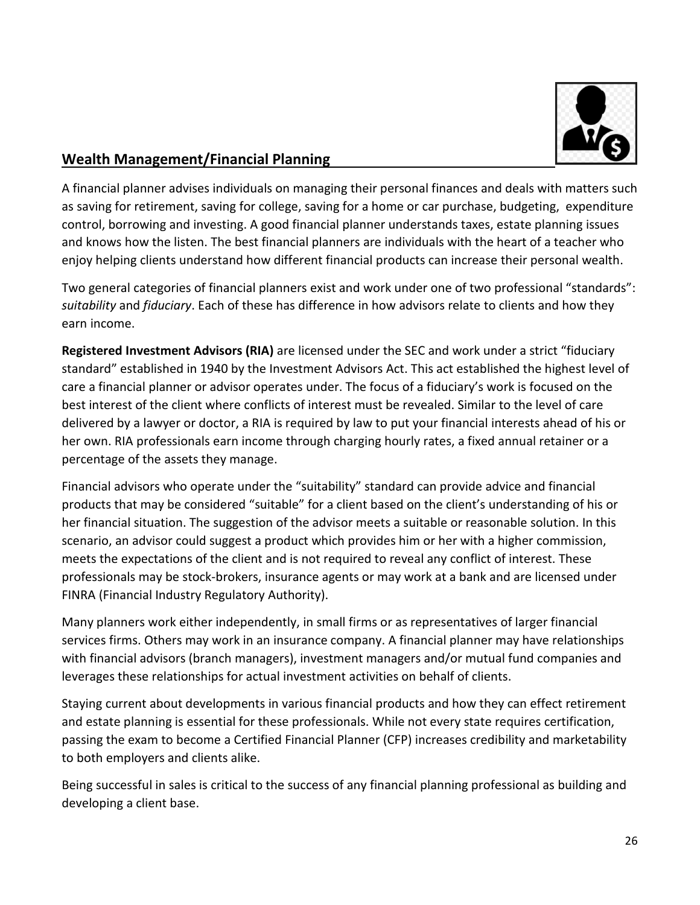## Wealth Management/Financial Planning

A financial planner advises individuals on managing their personal finances and deals with matters such as saving for retirement, saving for college, saving for a home or car purchase, budgeting, expenditure control, borrowing and investing. A good financial planner understands taxes, estate planning issues and knows how the listen. The best financial planners are individuals with the heart of a teacher who enjoy helping clients understand how different financial products can increase their personal wealth.

Two general categories of financial planners exist and work under one of two professional "standards": *suitability* and *fiduciary*. Each of these has difference in how advisors relate to clients and how they earn income.

**Registered Investment Advisors (RIA)** are licensed under the SEC and work under a strict "fiduciary standard" established in 1940 by the Investment Advisors Act. This act established the highest level of care a financial planner or advisor operates under. The focus of a fiduciary's work is focused on the best interest of the client where conflicts of interest must be revealed. Similar to the level of care delivered by a lawyer or doctor, a RIA is required by law to put your financial interests ahead of his or her own. RIA professionals earn income through charging hourly rates, a fixed annual retainer or a percentage of the assets they manage.

Financial advisors who operate under the "suitability" standard can provide advice and financial products that may be considered "suitable" for a client based on the client's understanding of his or her financial situation. The suggestion of the advisor meets a suitable or reasonable solution. In this scenario, an advisor could suggest a product which provides him or her with a higher commission, meets the expectations of the client and is not required to reveal any conflict of interest. These professionals may be stock-brokers, insurance agents or may work at a bank and are licensed under FINRA (Financial Industry Regulatory Authority).

Many planners work either independently, in small firms or as representatives of larger financial services firms. Others may work in an insurance company. A financial planner may have relationships with financial advisors (branch managers), investment managers and/or mutual fund companies and leverages these relationships for actual investment activities on behalf of clients.

Staying current about developments in various financial products and how they can effect retirement and estate planning is essential for these professionals. While not every state requires certification, passing the exam to become a Certified Financial Planner (CFP) increases credibility and marketability to both employers and clients alike.

Being successful in sales is critical to the success of any financial planning professional as building and developing a client base.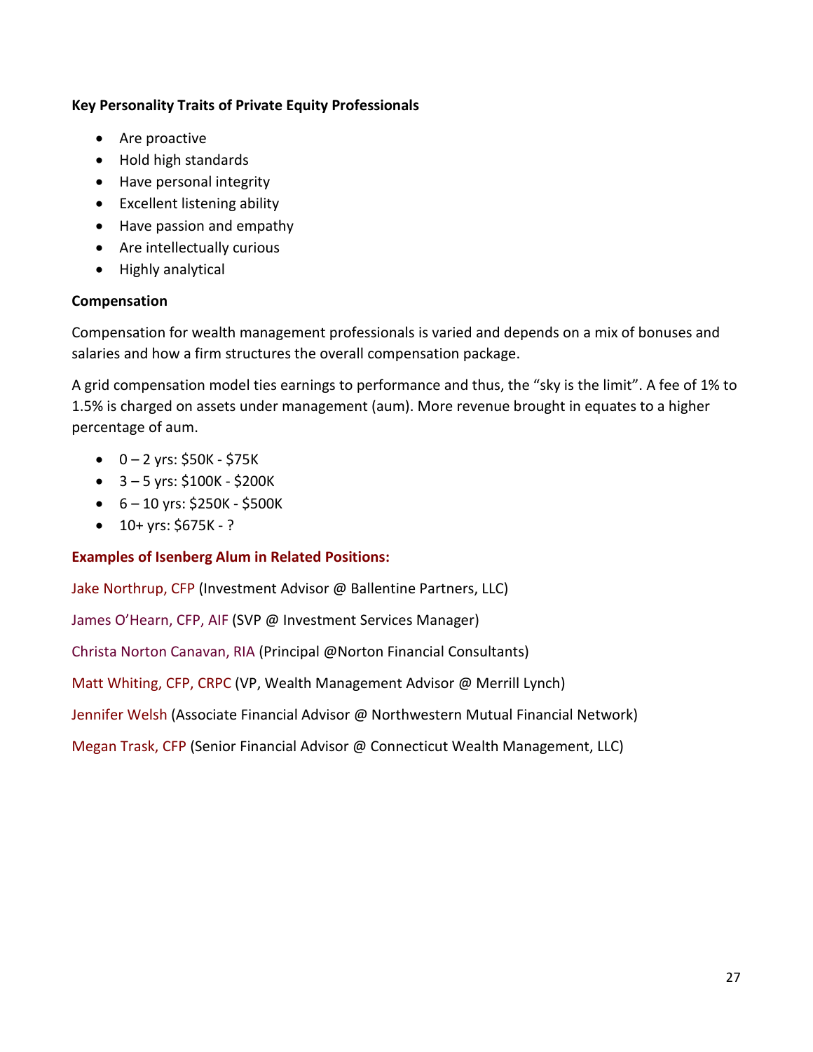**Key Personality Traits of Private Equity Professionals**

- Are proactive
- Hold high standards
- Have personal integrity
- Excellent listening ability
- Have passion and empathy
- Are intellectually curious
- Highly analytical

**Compensation**

Compensation for wealth management professionals is varied and depends on a mix of bonuses and salaries and how a firm structures the overall compensation package.

A grid compensation model ties earnings to performance and thus, the "sky is the limit". A fee of 1% to 1.5% is charged on assets under management (aum). More revenue brought in equates to a higher percentage of aum.

- 0 – 2 yrs: $50K - $75K
- 3 – 5 yrs: $100K - $200K
- 6 – 10 yrs: $250K - $500K
- 10+ yrs: $675K - ?

**Examples of Isenberg Alum in Related Positions:**

Jake Northrup, CFP (Investment Advisor @ Ballentine Partners, LLC)

James O'Hearn, CFP, AIF (SVP @ Investment Services Manager)

Christa Norton Canavan, RIA (Principal @Norton Financial Consultants)

Matt Whiting, CFP, CRPC (VP, Wealth Management Advisor @ Merrill Lynch)

Jennifer Welsh (Associate Financial Advisor @ Northwestern Mutual Financial Network)

Megan Trask, CFP (Senior Financial Advisor @ Connecticut Wealth Management, LLC)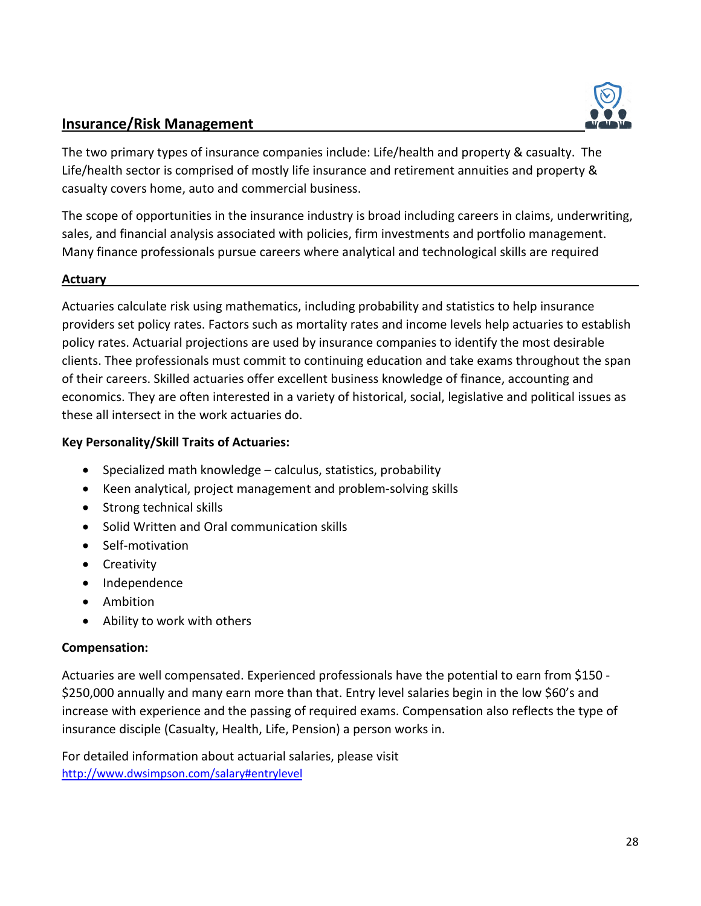## Insurance/Risk Management

The two primary types of insurance companies include: Life/health and property & casualty. The Life/health sector is comprised of mostly life insurance and retirement annuities and property & casualty covers home, auto and commercial business.

The scope of opportunities in the insurance industry is broad including careers in claims, underwriting, sales, and financial analysis associated with policies, firm investments and portfolio management. Many finance professionals pursue careers where analytical and technological skills are required

### Actuary

Actuaries calculate risk using mathematics, including probability and statistics to help insurance providers set policy rates. Factors such as mortality rates and income levels help actuaries to establish policy rates. Actuarial projections are used by insurance companies to identify the most desirable clients. Thee professionals must commit to continuing education and take exams throughout the span of their careers. Skilled actuaries offer excellent business knowledge of finance, accounting and economics. They are often interested in a variety of historical, social, legislative and political issues as these all intersect in the work actuaries do.

**Key Personality/Skill Traits of Actuaries:**

- Specialized math knowledge – calculus, statistics, probability
- Keen analytical, project management and problem-solving skills
- Strong technical skills
- Solid Written and Oral communication skills
- Self-motivation
- Creativity
- Independence
- Ambition
- Ability to work with others

**Compensation:**

Actuaries are well compensated. Experienced professionals have the potential to earn from $150 - $250,000 annually and many earn more than that. Entry level salaries begin in the low $60's and increase with experience and the passing of required exams. Compensation also reflects the type of insurance disciple (Casualty, Health, Life, Pension) a person works in.

For detailed information about actuarial salaries, please visit
http://www.dwsimpson.com/salary#entrylevel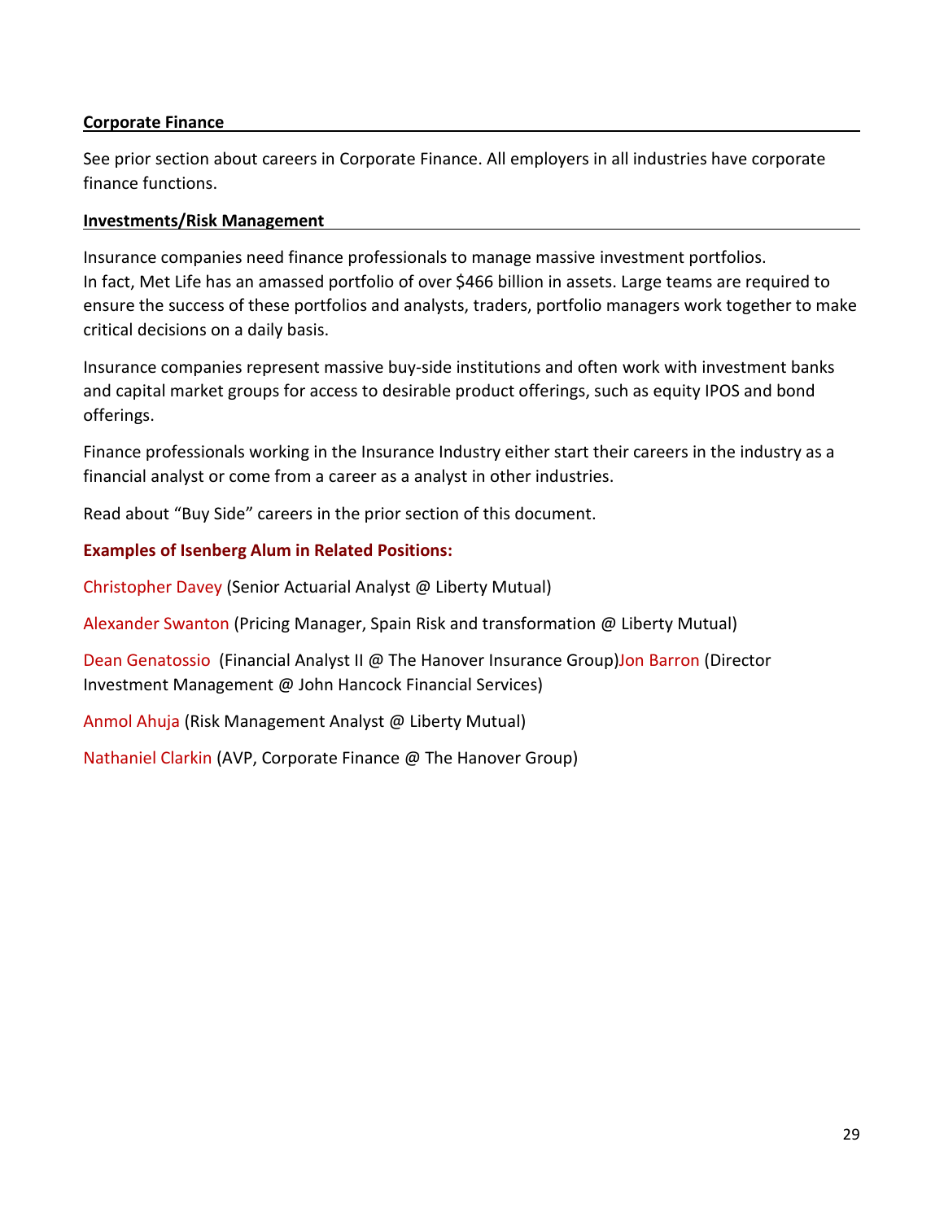**Corporate Finance**

See prior section about careers in Corporate Finance. All employers in all industries have corporate finance functions.

**Investments/Risk Management**

Insurance companies need finance professionals to manage massive investment portfolios. In fact, Met Life has an amassed portfolio of over $466 billion in assets. Large teams are required to ensure the success of these portfolios and analysts, traders, portfolio managers work together to make critical decisions on a daily basis.

Insurance companies represent massive buy-side institutions and often work with investment banks and capital market groups for access to desirable product offerings, such as equity IPOS and bond offerings.

Finance professionals working in the Insurance Industry either start their careers in the industry as a financial analyst or come from a career as a analyst in other industries.

Read about "Buy Side" careers in the prior section of this document.

**Examples of Isenberg Alum in Related Positions:**

Christopher Davey (Senior Actuarial Analyst @ Liberty Mutual)

Alexander Swanton (Pricing Manager, Spain Risk and transformation @ Liberty Mutual)

Dean Genatossio (Financial Analyst II @ The Hanover Insurance Group)Jon Barron (Director Investment Management @ John Hancock Financial Services)

Anmol Ahuja (Risk Management Analyst @ Liberty Mutual)

Nathaniel Clarkin (AVP, Corporate Finance @ The Hanover Group)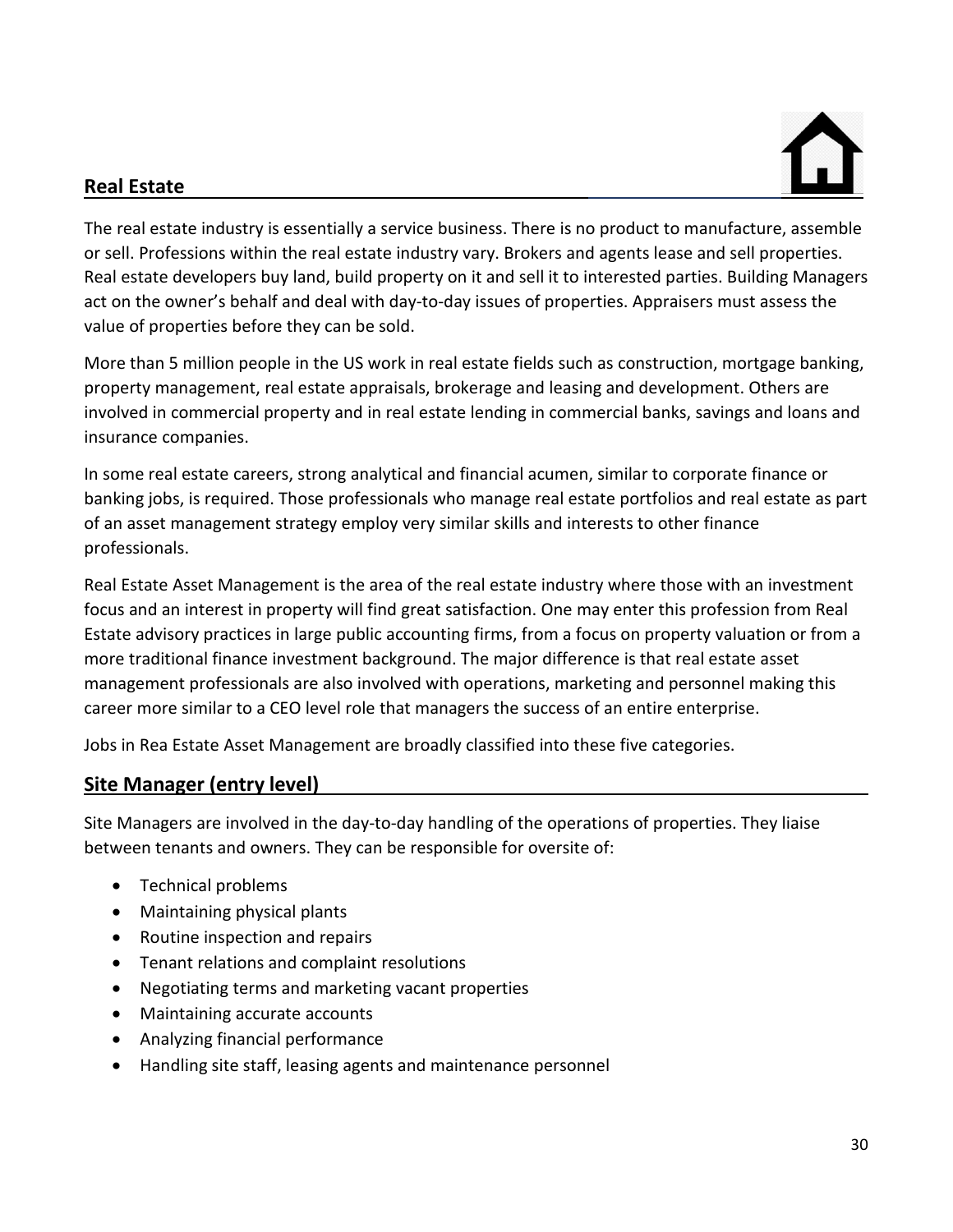## Real Estate

The real estate industry is essentially a service business. There is no product to manufacture, assemble or sell. Professions within the real estate industry vary. Brokers and agents lease and sell properties. Real estate developers buy land, build property on it and sell it to interested parties. Building Managers act on the owner's behalf and deal with day-to-day issues of properties. Appraisers must assess the value of properties before they can be sold.

More than 5 million people in the US work in real estate fields such as construction, mortgage banking, property management, real estate appraisals, brokerage and leasing and development. Others are involved in commercial property and in real estate lending in commercial banks, savings and loans and insurance companies.

In some real estate careers, strong analytical and financial acumen, similar to corporate finance or banking jobs, is required. Those professionals who manage real estate portfolios and real estate as part of an asset management strategy employ very similar skills and interests to other finance professionals.

Real Estate Asset Management is the area of the real estate industry where those with an investment focus and an interest in property will find great satisfaction. One may enter this profession from Real Estate advisory practices in large public accounting firms, from a focus on property valuation or from a more traditional finance investment background. The major difference is that real estate asset management professionals are also involved with operations, marketing and personnel making this career more similar to a CEO level role that managers the success of an entire enterprise.

Jobs in Rea Estate Asset Management are broadly classified into these five categories.

## Site Manager (entry level)

Site Managers are involved in the day-to-day handling of the operations of properties. They liaise between tenants and owners. They can be responsible for oversite of:

- Technical problems
- Maintaining physical plants
- Routine inspection and repairs
- Tenant relations and complaint resolutions
- Negotiating terms and marketing vacant properties
- Maintaining accurate accounts
- Analyzing financial performance
- Handling site staff, leasing agents and maintenance personnel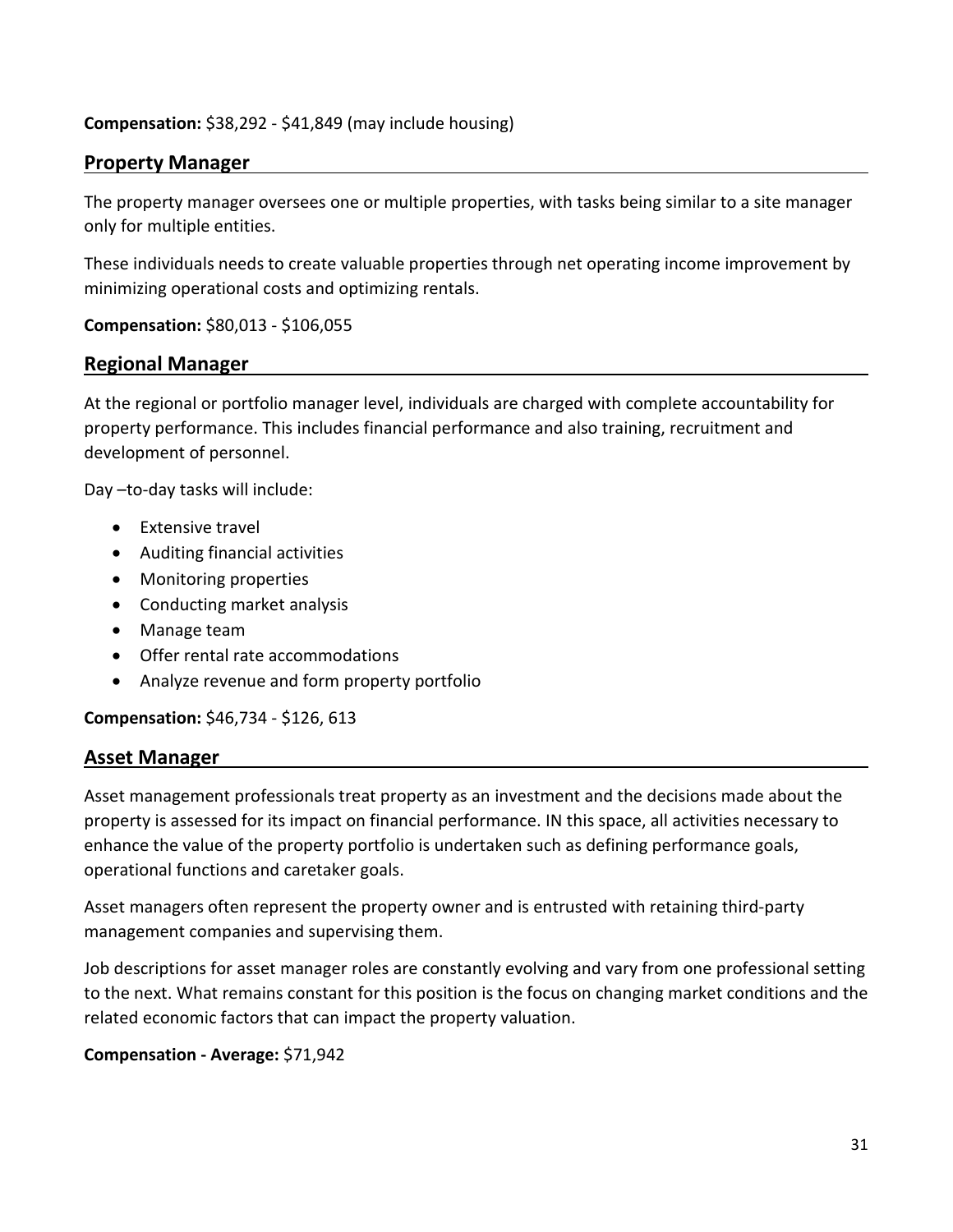**Compensation:** $38,292 - $41,849 (may include housing)

## Property Manager

The property manager oversees one or multiple properties, with tasks being similar to a site manager only for multiple entities.

These individuals needs to create valuable properties through net operating income improvement by minimizing operational costs and optimizing rentals.

**Compensation:** $80,013 - $106,055

## Regional Manager

At the regional or portfolio manager level, individuals are charged with complete accountability for property performance. This includes financial performance and also training, recruitment and development of personnel.

Day –to-day tasks will include:

- Extensive travel
- Auditing financial activities
- Monitoring properties
- Conducting market analysis
- Manage team
- Offer rental rate accommodations
- Analyze revenue and form property portfolio

**Compensation:** $46,734 - $126, 613

## Asset Manager

Asset management professionals treat property as an investment and the decisions made about the property is assessed for its impact on financial performance. IN this space, all activities necessary to enhance the value of the property portfolio is undertaken such as defining performance goals, operational functions and caretaker goals.

Asset managers often represent the property owner and is entrusted with retaining third-party management companies and supervising them.

Job descriptions for asset manager roles are constantly evolving and vary from one professional setting to the next. What remains constant for this position is the focus on changing market conditions and the related economic factors that can impact the property valuation.

**Compensation - Average:** $71,942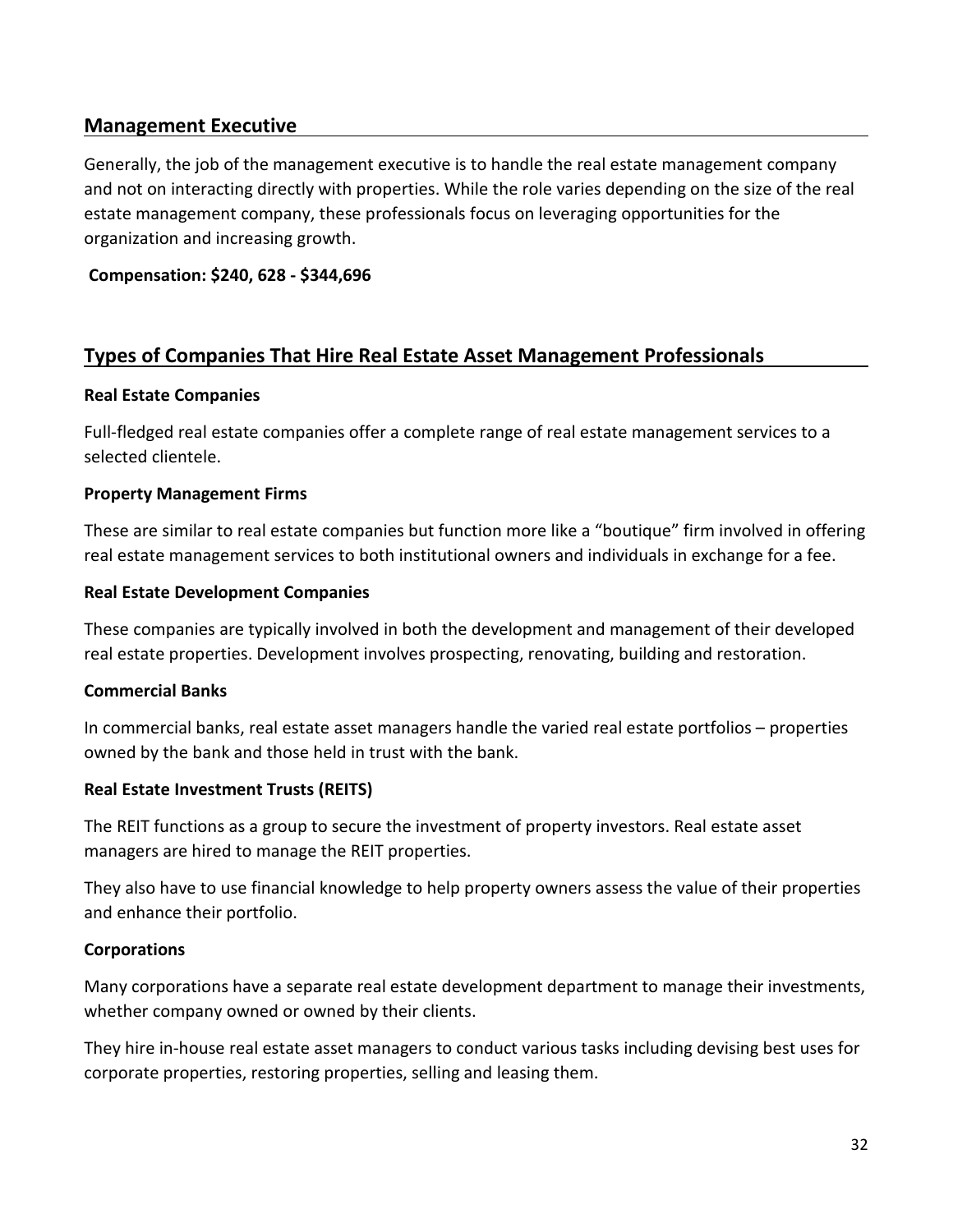## Management Executive

Generally, the job of the management executive is to handle the real estate management company and not on interacting directly with properties. While the role varies depending on the size of the real estate management company, these professionals focus on leveraging opportunities for the organization and increasing growth.

**Compensation: $240, 628 - $344,696**

## Types of Companies That Hire Real Estate Asset Management Professionals

**Real Estate Companies**

Full-fledged real estate companies offer a complete range of real estate management services to a selected clientele.

**Property Management Firms**

These are similar to real estate companies but function more like a "boutique" firm involved in offering real estate management services to both institutional owners and individuals in exchange for a fee.

**Real Estate Development Companies**

These companies are typically involved in both the development and management of their developed real estate properties. Development involves prospecting, renovating, building and restoration.

**Commercial Banks**

In commercial banks, real estate asset managers handle the varied real estate portfolios – properties owned by the bank and those held in trust with the bank.

**Real Estate Investment Trusts (REITS)**

The REIT functions as a group to secure the investment of property investors. Real estate asset managers are hired to manage the REIT properties.

They also have to use financial knowledge to help property owners assess the value of their properties and enhance their portfolio.

**Corporations**

Many corporations have a separate real estate development department to manage their investments, whether company owned or owned by their clients.

They hire in-house real estate asset managers to conduct various tasks including devising best uses for corporate properties, restoring properties, selling and leasing them.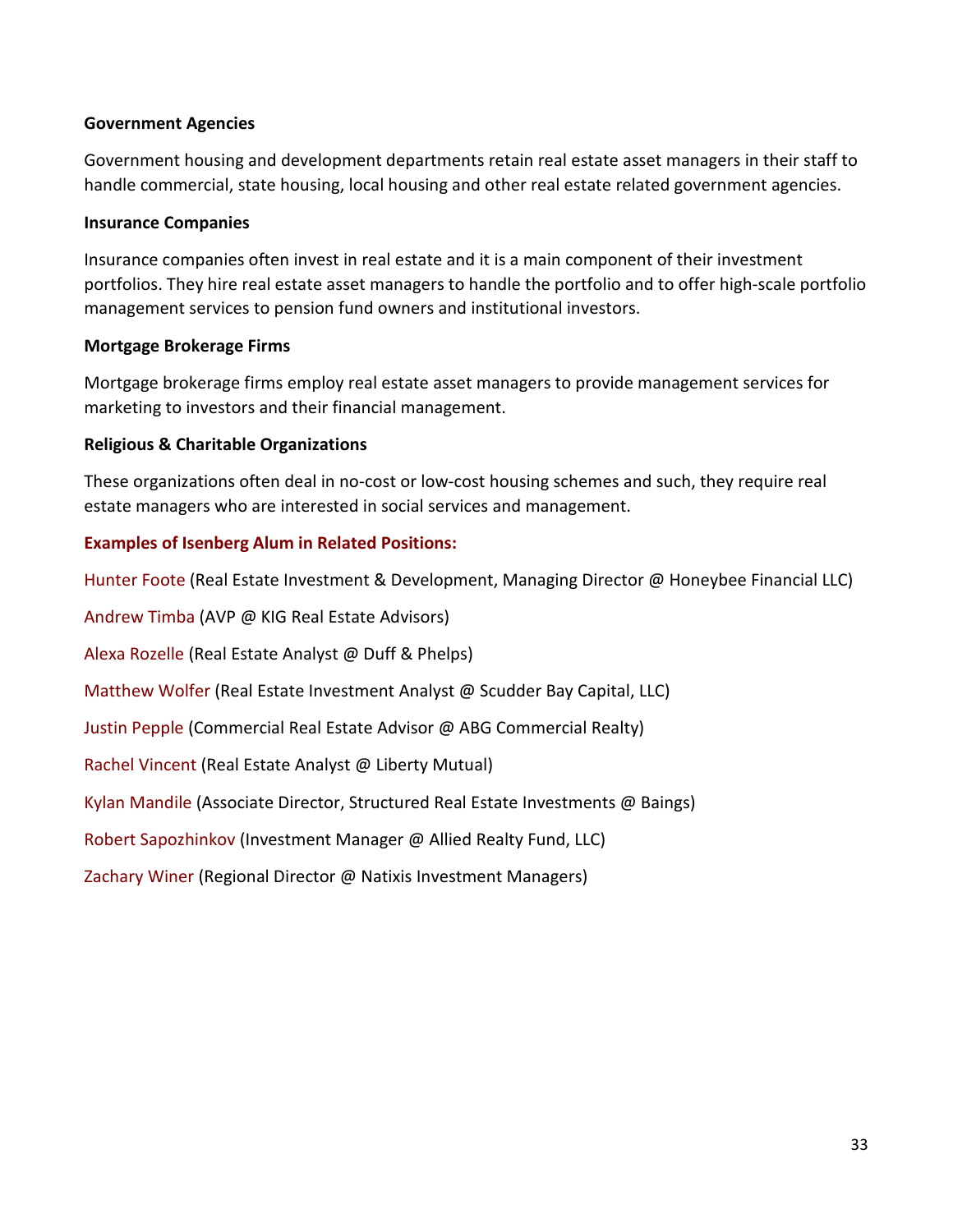**Government Agencies**

Government housing and development departments retain real estate asset managers in their staff to handle commercial, state housing, local housing and other real estate related government agencies.

**Insurance Companies**

Insurance companies often invest in real estate and it is a main component of their investment portfolios. They hire real estate asset managers to handle the portfolio and to offer high-scale portfolio management services to pension fund owners and institutional investors.

**Mortgage Brokerage Firms**

Mortgage brokerage firms employ real estate asset managers to provide management services for marketing to investors and their financial management.

**Religious & Charitable Organizations**

These organizations often deal in no-cost or low-cost housing schemes and such, they require real estate managers who are interested in social services and management.

**Examples of Isenberg Alum in Related Positions:**

Hunter Foote (Real Estate Investment & Development, Managing Director @ Honeybee Financial LLC)

Andrew Timba (AVP @ KIG Real Estate Advisors)

Alexa Rozelle (Real Estate Analyst @ Duff & Phelps)

Matthew Wolfer (Real Estate Investment Analyst @ Scudder Bay Capital, LLC)

Justin Pepple (Commercial Real Estate Advisor @ ABG Commercial Realty)

Rachel Vincent (Real Estate Analyst @ Liberty Mutual)

Kylan Mandile (Associate Director, Structured Real Estate Investments @ Baings)

Robert Sapozhinkov (Investment Manager @ Allied Realty Fund, LLC)

Zachary Winer (Regional Director @ Natixis Investment Managers)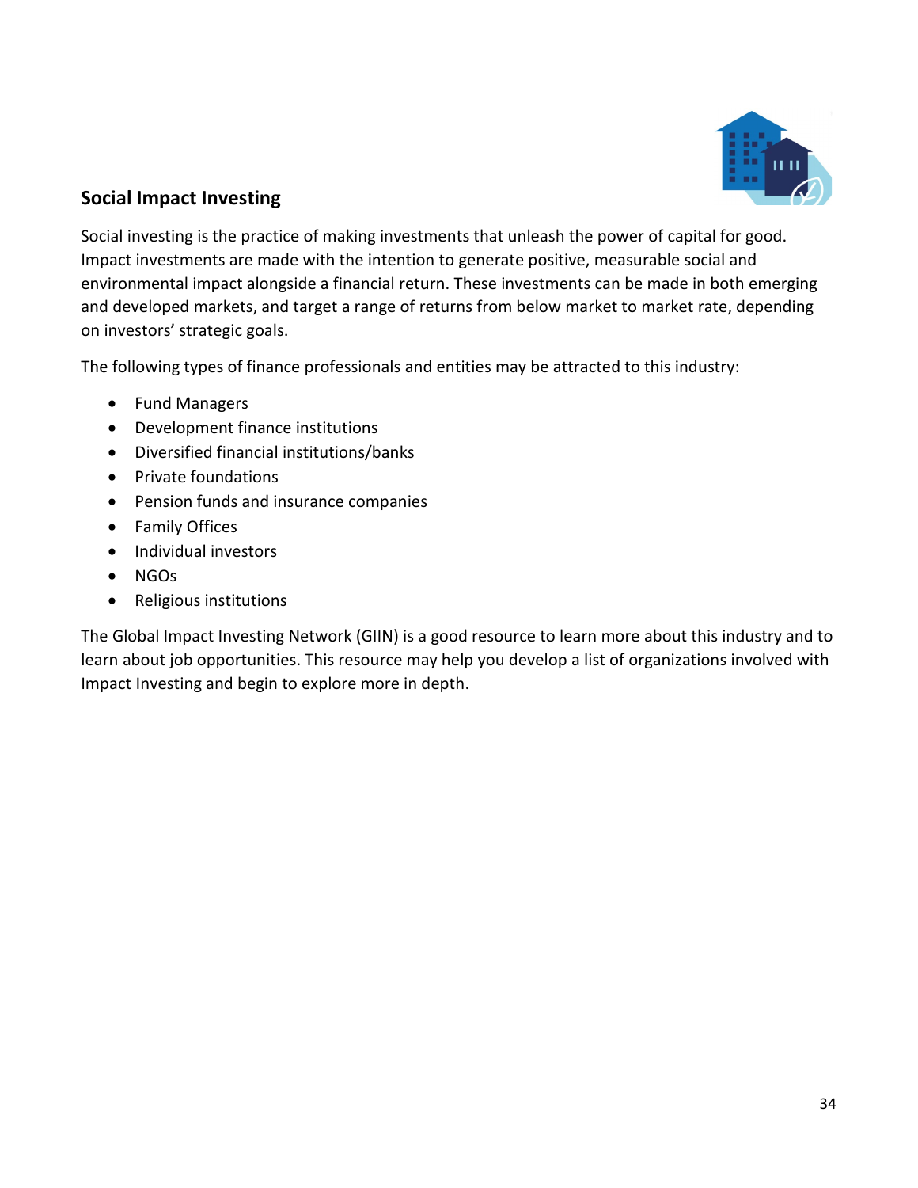## Social Impact Investing

Social investing is the practice of making investments that unleash the power of capital for good. Impact investments are made with the intention to generate positive, measurable social and environmental impact alongside a financial return. These investments can be made in both emerging and developed markets, and target a range of returns from below market to market rate, depending on investors' strategic goals.

The following types of finance professionals and entities may be attracted to this industry:

- Fund Managers
- Development finance institutions
- Diversified financial institutions/banks
- Private foundations
- Pension funds and insurance companies
- Family Offices
- Individual investors
- NGOs
- Religious institutions

The Global Impact Investing Network (GIIN) is a good resource to learn more about this industry and to learn about job opportunities. This resource may help you develop a list of organizations involved with Impact Investing and begin to explore more in depth.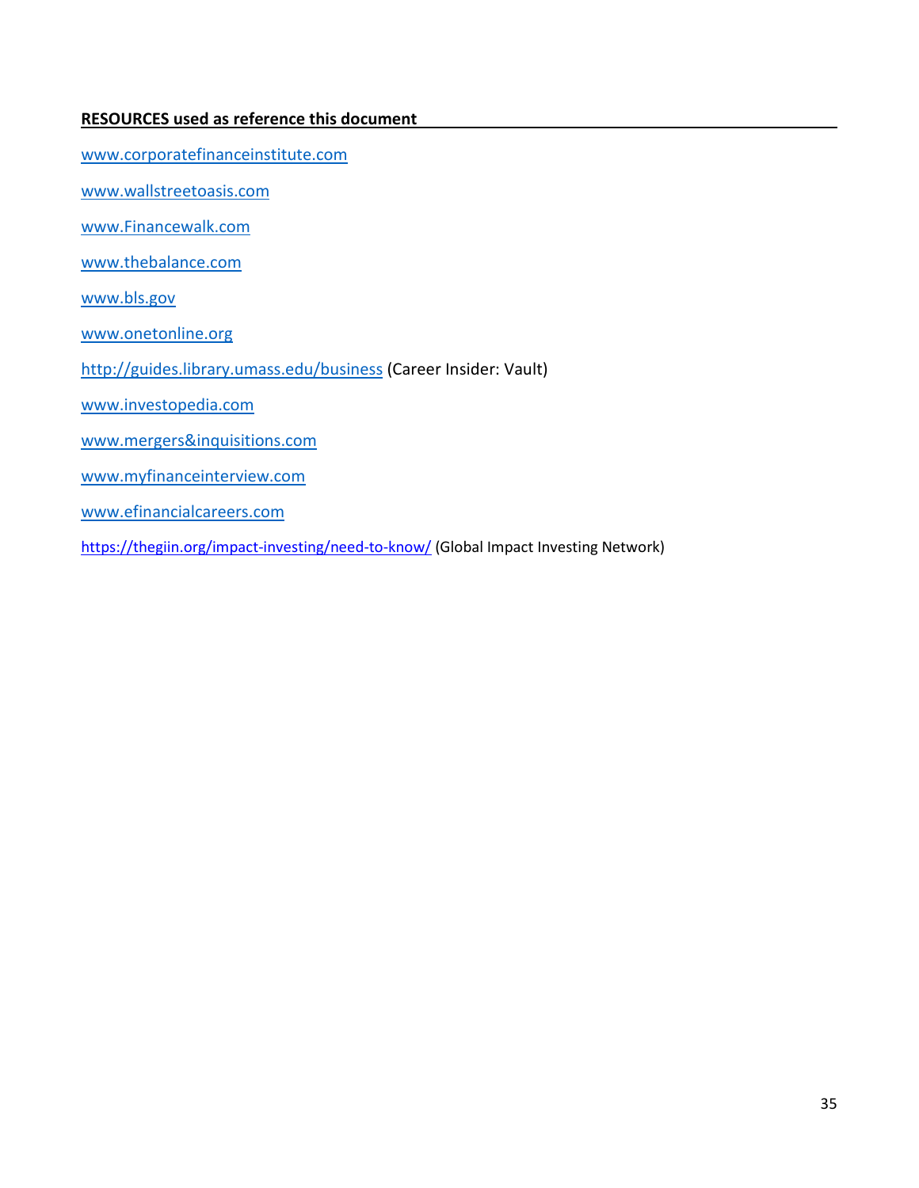**RESOURCES used as reference this document**

www.corporatefinanceinstitute.com

www.wallstreetoasis.com

www.Financewalk.com

www.thebalance.com

www.bls.gov

www.onetonline.org

http://guides.library.umass.edu/business (Career Insider: Vault)

www.investopedia.com

www.mergers&inquisitions.com

www.myfinanceinterview.com

www.efinancialcareers.com

https://thegiin.org/impact-investing/need-to-know/ (Global Impact Investing Network)